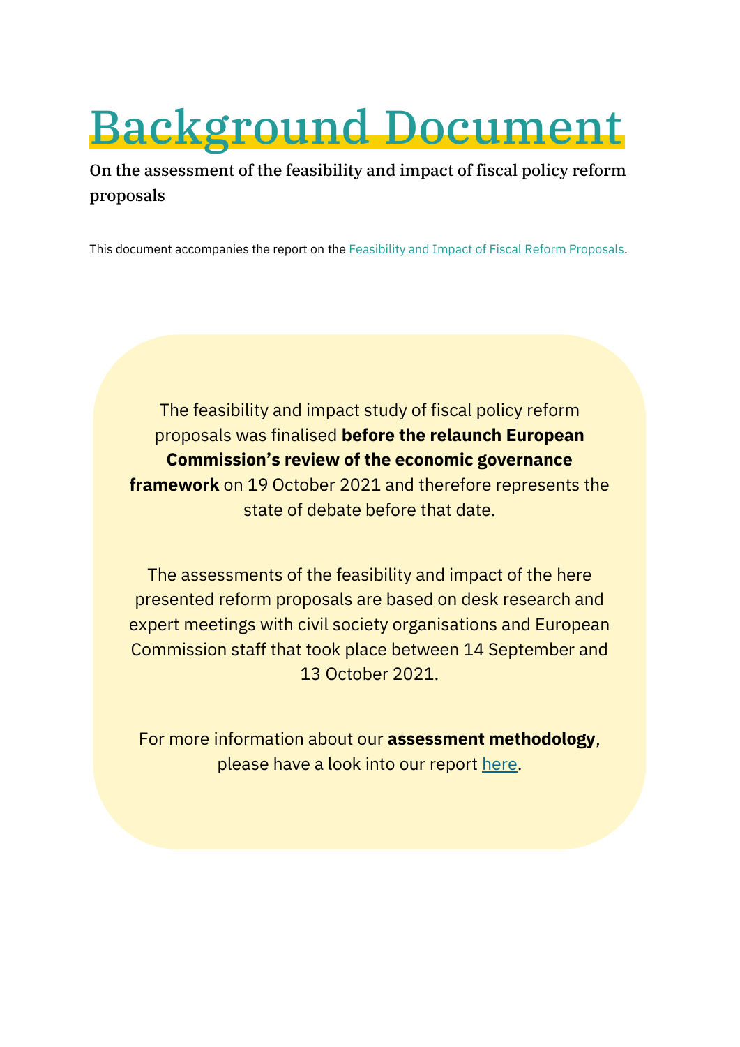# Background Document

On the assessment of the feasibility and impact of fiscal policy reform proposals

This document accompanies the report on the [Feasibility and Impact of Fiscal Reform Proposals](#).

The feasibility and impact study of fiscal policy reform proposals was finalised **before the relaunch European Commission's review of the economic governance framework** on 19 October 2021 and therefore represents the state of debate before that date.

The assessments of the feasibility and impact of the here presented reform proposals are based on desk research and expert meetings with civil society organisations and European Commission staff that took place between 14 September and 13 October 2021.

For more information about our **assessment methodology**, please have a look into our report [here](#).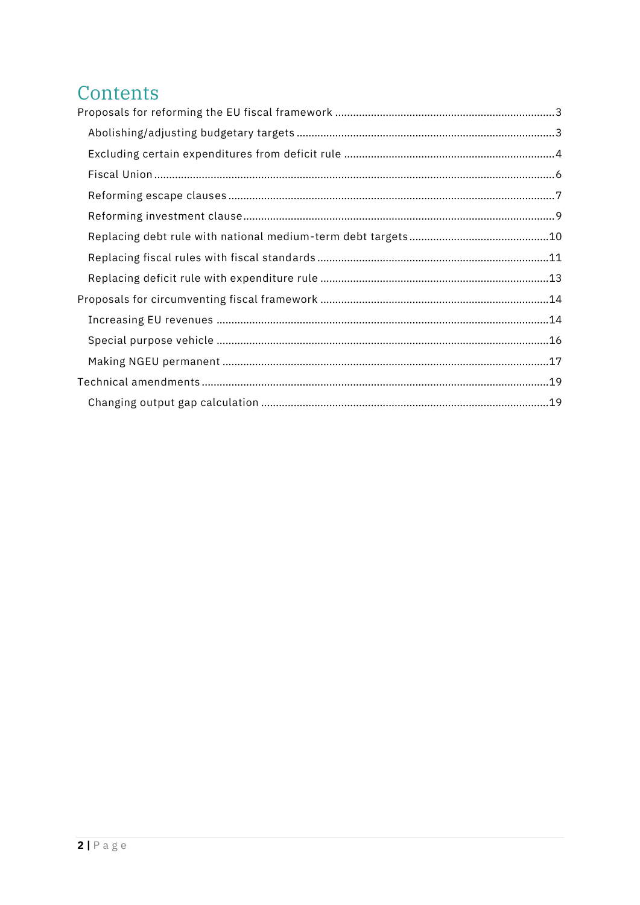# Contents

- Proposals for reforming the EU fiscal framework ......... 3
  - Abolishing/adjusting budgetary targets ......... 3
  - Excluding certain expenditures from deficit rule ......... 4
  - Fiscal Union ......... 6
  - Reforming escape clauses ......... 7
  - Reforming investment clause ......... 9
  - Replacing debt rule with national medium-term debt targets ......... 10
  - Replacing fiscal rules with fiscal standards ......... 11
  - Replacing deficit rule with expenditure rule ......... 13
- Proposals for circumventing fiscal framework ......... 14
  - Increasing EU revenues ......... 14
  - Special purpose vehicle ......... 16
  - Making NGEU permanent ......... 17
- Technical amendments ......... 19
  - Changing output gap calculation ......... 19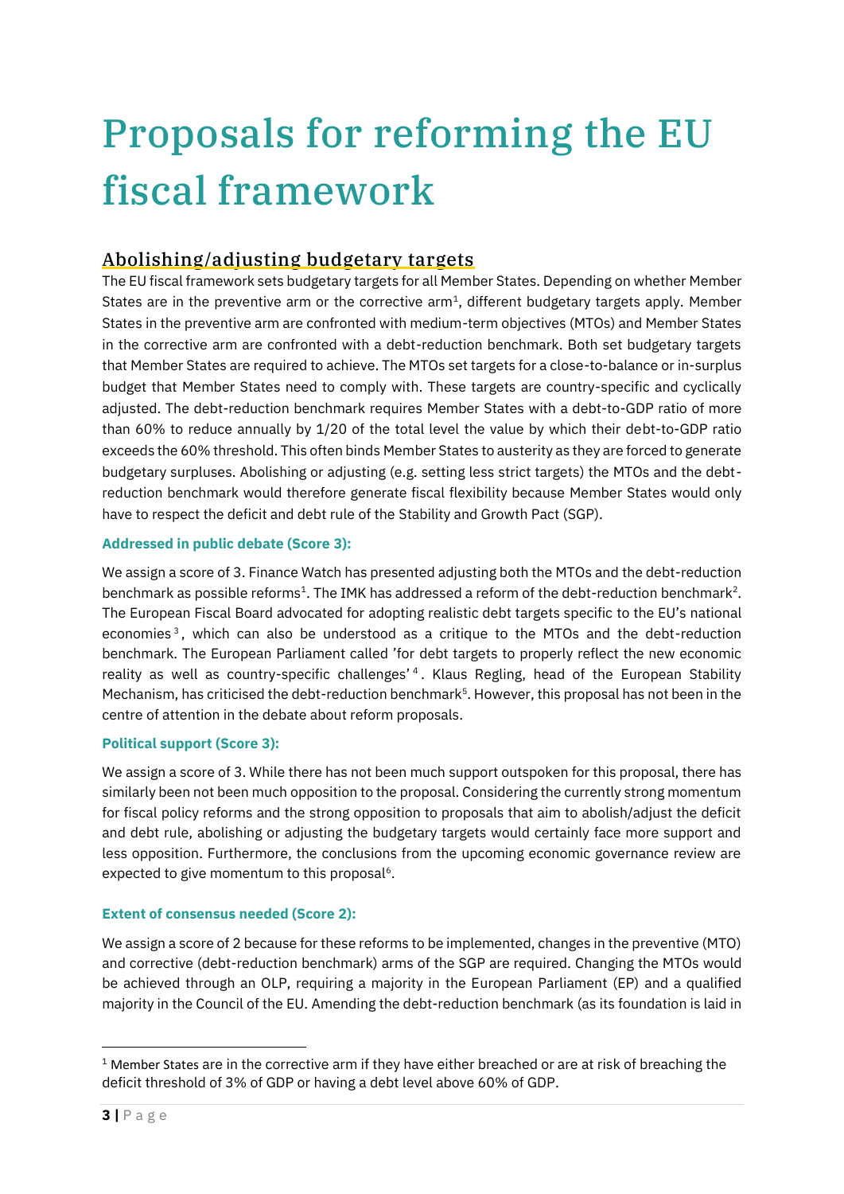# Proposals for reforming the EU fiscal framework

## Abolishing/adjusting budgetary targets

The EU fiscal framework sets budgetary targets for all Member States. Depending on whether Member States are in the preventive arm or the corrective arm[1], different budgetary targets apply. Member States in the preventive arm are confronted with medium-term objectives (MTOs) and Member States in the corrective arm are confronted with a debt-reduction benchmark. Both set budgetary targets that Member States are required to achieve. The MTOs set targets for a close-to-balance or in-surplus budget that Member States need to comply with. These targets are country-specific and cyclically adjusted. The debt-reduction benchmark requires Member States with a debt-to-GDP ratio of more than 60% to reduce annually by 1/20 of the total level the value by which their debt-to-GDP ratio exceeds the 60% threshold. This often binds Member States to austerity as they are forced to generate budgetary surpluses. Abolishing or adjusting (e.g. setting less strict targets) the MTOs and the debt-reduction benchmark would therefore generate fiscal flexibility because Member States would only have to respect the deficit and debt rule of the Stability and Growth Pact (SGP).

**Addressed in public debate (Score 3):**

We assign a score of 3. Finance Watch has presented adjusting both the MTOs and the debt-reduction benchmark as possible reforms[1]. The IMK has addressed a reform of the debt-reduction benchmark[2]. The European Fiscal Board advocated for adopting realistic debt targets specific to the EU's national economies[3], which can also be understood as a critique to the MTOs and the debt-reduction benchmark. The European Parliament called 'for debt targets to properly reflect the new economic reality as well as country-specific challenges'[4]. Klaus Regling, head of the European Stability Mechanism, has criticised the debt-reduction benchmark[5]. However, this proposal has not been in the centre of attention in the debate about reform proposals.

**Political support (Score 3):**

We assign a score of 3. While there has not been much support outspoken for this proposal, there has similarly been not been much opposition to the proposal. Considering the currently strong momentum for fiscal policy reforms and the strong opposition to proposals that aim to abolish/adjust the deficit and debt rule, abolishing or adjusting the budgetary targets would certainly face more support and less opposition. Furthermore, the conclusions from the upcoming economic governance review are expected to give momentum to this proposal[6].

**Extent of consensus needed (Score 2):**

We assign a score of 2 because for these reforms to be implemented, changes in the preventive (MTO) and corrective (debt-reduction benchmark) arms of the SGP are required. Changing the MTOs would be achieved through an OLP, requiring a majority in the European Parliament (EP) and a qualified majority in the Council of the EU. Amending the debt-reduction benchmark (as its foundation is laid in

[1] Member States are in the corrective arm if they have either breached or are at risk of breaching the deficit threshold of 3% of GDP or having a debt level above 60% of GDP.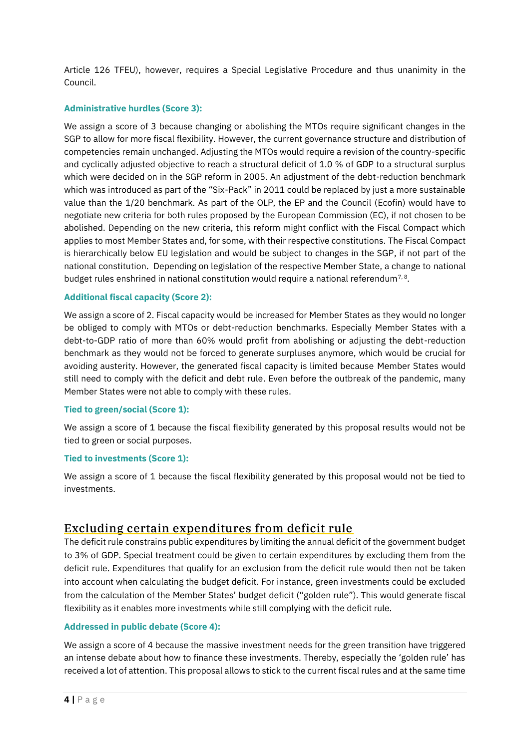Article 126 TFEU), however, requires a Special Legislative Procedure and thus unanimity in the Council.

#### Administrative hurdles (Score 3):

We assign a score of 3 because changing or abolishing the MTOs require significant changes in the SGP to allow for more fiscal flexibility. However, the current governance structure and distribution of competencies remain unchanged. Adjusting the MTOs would require a revision of the country-specific and cyclically adjusted objective to reach a structural deficit of 1.0 % of GDP to a structural surplus which were decided on in the SGP reform in 2005. An adjustment of the debt-reduction benchmark which was introduced as part of the "Six-Pack" in 2011 could be replaced by just a more sustainable value than the 1/20 benchmark. As part of the OLP, the EP and the Council (Ecofin) would have to negotiate new criteria for both rules proposed by the European Commission (EC), if not chosen to be abolished. Depending on the new criteria, this reform might conflict with the Fiscal Compact which applies to most Member States and, for some, with their respective constitutions. The Fiscal Compact is hierarchically below EU legislation and would be subject to changes in the SGP, if not part of the national constitution. Depending on legislation of the respective Member State, a change to national budget rules enshrined in national constitution would require a national referendum[7, 8].

#### Additional fiscal capacity (Score 2):

We assign a score of 2. Fiscal capacity would be increased for Member States as they would no longer be obliged to comply with MTOs or debt-reduction benchmarks. Especially Member States with a debt-to-GDP ratio of more than 60% would profit from abolishing or adjusting the debt-reduction benchmark as they would not be forced to generate surpluses anymore, which would be crucial for avoiding austerity. However, the generated fiscal capacity is limited because Member States would still need to comply with the deficit and debt rule. Even before the outbreak of the pandemic, many Member States were not able to comply with these rules.

#### Tied to green/social (Score 1):

We assign a score of 1 because the fiscal flexibility generated by this proposal results would not be tied to green or social purposes.

#### Tied to investments (Score 1):

We assign a score of 1 because the fiscal flexibility generated by this proposal would not be tied to investments.

## Excluding certain expenditures from deficit rule

The deficit rule constrains public expenditures by limiting the annual deficit of the government budget to 3% of GDP. Special treatment could be given to certain expenditures by excluding them from the deficit rule. Expenditures that qualify for an exclusion from the deficit rule would then not be taken into account when calculating the budget deficit. For instance, green investments could be excluded from the calculation of the Member States' budget deficit ("golden rule"). This would generate fiscal flexibility as it enables more investments while still complying with the deficit rule.

#### Addressed in public debate (Score 4):

We assign a score of 4 because the massive investment needs for the green transition have triggered an intense debate about how to finance these investments. Thereby, especially the 'golden rule' has received a lot of attention. This proposal allows to stick to the current fiscal rules and at the same time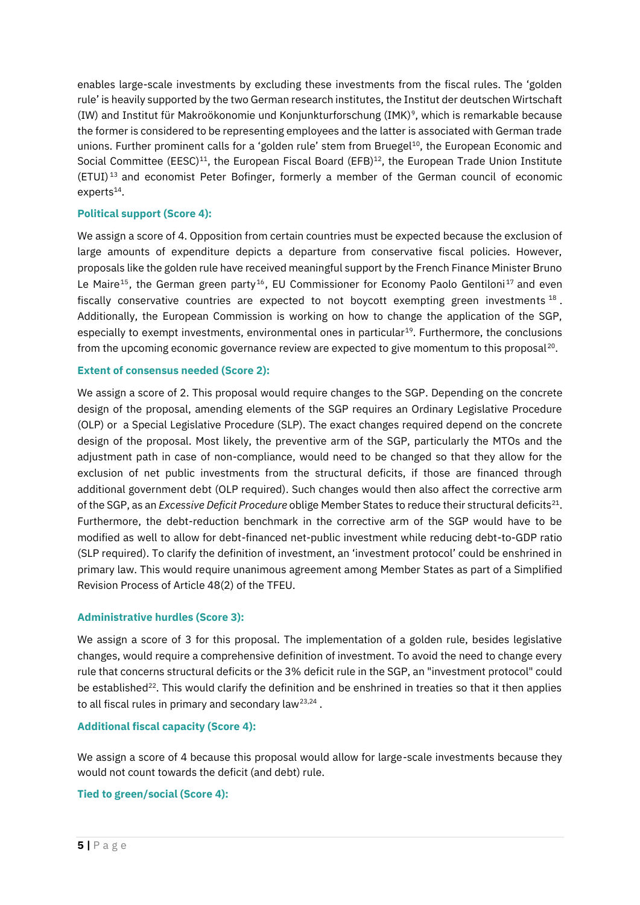enables large-scale investments by excluding these investments from the fiscal rules. The 'golden rule' is heavily supported by the two German research institutes, the Institut der deutschen Wirtschaft (IW) and Institut für Makroökonomie und Konjunkturforschung (IMK)[9], which is remarkable because the former is considered to be representing employees and the latter is associated with German trade unions. Further prominent calls for a 'golden rule' stem from Bruegel[10], the European Economic and Social Committee (EESC)[11], the European Fiscal Board (EFB)[12], the European Trade Union Institute (ETUI)[13] and economist Peter Bofinger, formerly a member of the German council of economic experts[14].

#### Political support (Score 4):

We assign a score of 4. Opposition from certain countries must be expected because the exclusion of large amounts of expenditure depicts a departure from conservative fiscal policies. However, proposals like the golden rule have received meaningful support by the French Finance Minister Bruno Le Maire[15], the German green party[16], EU Commissioner for Economy Paolo Gentiloni[17] and even fiscally conservative countries are expected to not boycott exempting green investments[18]. Additionally, the European Commission is working on how to change the application of the SGP, especially to exempt investments, environmental ones in particular[19]. Furthermore, the conclusions from the upcoming economic governance review are expected to give momentum to this proposal[20].

#### Extent of consensus needed (Score 2):

We assign a score of 2. This proposal would require changes to the SGP. Depending on the concrete design of the proposal, amending elements of the SGP requires an Ordinary Legislative Procedure (OLP) or a Special Legislative Procedure (SLP). The exact changes required depend on the concrete design of the proposal. Most likely, the preventive arm of the SGP, particularly the MTOs and the adjustment path in case of non-compliance, would need to be changed so that they allow for the exclusion of net public investments from the structural deficits, if those are financed through additional government debt (OLP required). Such changes would then also affect the corrective arm of the SGP, as an *Excessive Deficit Procedure* oblige Member States to reduce their structural deficits[21]. Furthermore, the debt-reduction benchmark in the corrective arm of the SGP would have to be modified as well to allow for debt-financed net-public investment while reducing debt-to-GDP ratio (SLP required). To clarify the definition of investment, an 'investment protocol' could be enshrined in primary law. This would require unanimous agreement among Member States as part of a Simplified Revision Process of Article 48(2) of the TFEU.

#### Administrative hurdles (Score 3):

We assign a score of 3 for this proposal. The implementation of a golden rule, besides legislative changes, would require a comprehensive definition of investment. To avoid the need to change every rule that concerns structural deficits or the 3% deficit rule in the SGP, an "investment protocol" could be established[22]. This would clarify the definition and be enshrined in treaties so that it then applies to all fiscal rules in primary and secondary law[23,24].

#### Additional fiscal capacity (Score 4):

We assign a score of 4 because this proposal would allow for large-scale investments because they would not count towards the deficit (and debt) rule.

#### Tied to green/social (Score 4):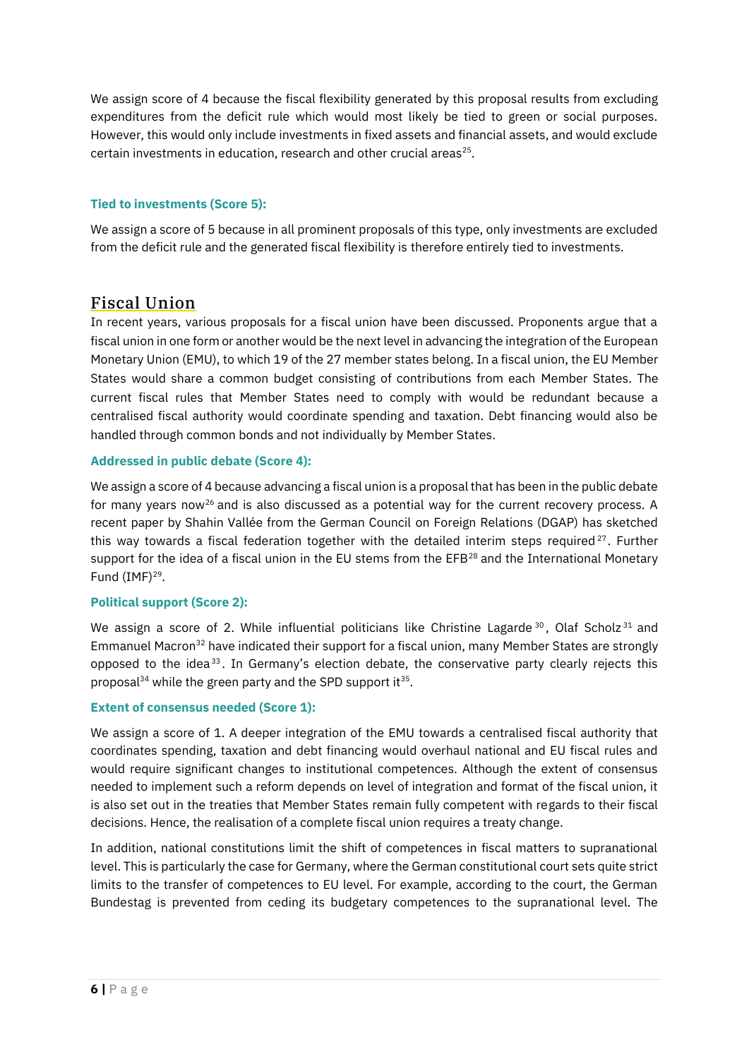We assign score of 4 because the fiscal flexibility generated by this proposal results from excluding expenditures from the deficit rule which would most likely be tied to green or social purposes. However, this would only include investments in fixed assets and financial assets, and would exclude certain investments in education, research and other crucial areas[25].

#### Tied to investments (Score 5):

We assign a score of 5 because in all prominent proposals of this type, only investments are excluded from the deficit rule and the generated fiscal flexibility is therefore entirely tied to investments.

## Fiscal Union

In recent years, various proposals for a fiscal union have been discussed. Proponents argue that a fiscal union in one form or another would be the next level in advancing the integration of the European Monetary Union (EMU), to which 19 of the 27 member states belong. In a fiscal union, the EU Member States would share a common budget consisting of contributions from each Member States. The current fiscal rules that Member States need to comply with would be redundant because a centralised fiscal authority would coordinate spending and taxation. Debt financing would also be handled through common bonds and not individually by Member States.

#### Addressed in public debate (Score 4):

We assign a score of 4 because advancing a fiscal union is a proposal that has been in the public debate for many years now[26] and is also discussed as a potential way for the current recovery process. A recent paper by Shahin Vallée from the German Council on Foreign Relations (DGAP) has sketched this way towards a fiscal federation together with the detailed interim steps required[27]. Further support for the idea of a fiscal union in the EU stems from the EFB[28] and the International Monetary Fund (IMF)[29].

#### Political support (Score 2):

We assign a score of 2. While influential politicians like Christine Lagarde[30], Olaf Scholz[31] and Emmanuel Macron[32] have indicated their support for a fiscal union, many Member States are strongly opposed to the idea[33]. In Germany's election debate, the conservative party clearly rejects this proposal[34] while the green party and the SPD support it[35].

#### Extent of consensus needed (Score 1):

We assign a score of 1. A deeper integration of the EMU towards a centralised fiscal authority that coordinates spending, taxation and debt financing would overhaul national and EU fiscal rules and would require significant changes to institutional competences. Although the extent of consensus needed to implement such a reform depends on level of integration and format of the fiscal union, it is also set out in the treaties that Member States remain fully competent with regards to their fiscal decisions. Hence, the realisation of a complete fiscal union requires a treaty change.

In addition, national constitutions limit the shift of competences in fiscal matters to supranational level. This is particularly the case for Germany, where the German constitutional court sets quite strict limits to the transfer of competences to EU level. For example, according to the court, the German Bundestag is prevented from ceding its budgetary competences to the supranational level. The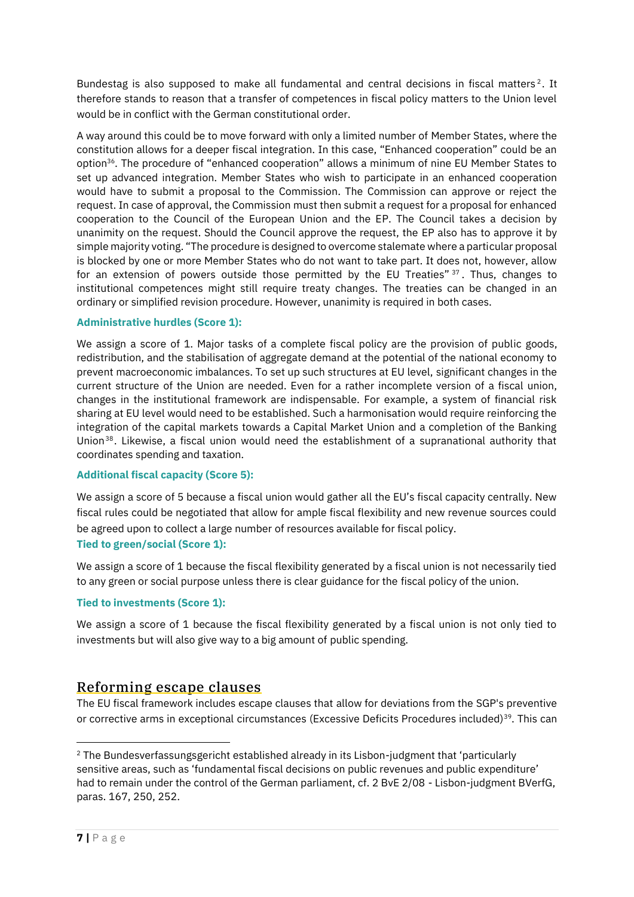Bundestag is also supposed to make all fundamental and central decisions in fiscal matters[2]. It therefore stands to reason that a transfer of competences in fiscal policy matters to the Union level would be in conflict with the German constitutional order.

A way around this could be to move forward with only a limited number of Member States, where the constitution allows for a deeper fiscal integration. In this case, "Enhanced cooperation" could be an option[36]. The procedure of "enhanced cooperation" allows a minimum of nine EU Member States to set up advanced integration. Member States who wish to participate in an enhanced cooperation would have to submit a proposal to the Commission. The Commission can approve or reject the request. In case of approval, the Commission must then submit a request for a proposal for enhanced cooperation to the Council of the European Union and the EP. The Council takes a decision by unanimity on the request. Should the Council approve the request, the EP also has to approve it by simple majority voting. "The procedure is designed to overcome stalemate where a particular proposal is blocked by one or more Member States who do not want to take part. It does not, however, allow for an extension of powers outside those permitted by the EU Treaties"[37]. Thus, changes to institutional competences might still require treaty changes. The treaties can be changed in an ordinary or simplified revision procedure. However, unanimity is required in both cases.

#### Administrative hurdles (Score 1):

We assign a score of 1. Major tasks of a complete fiscal policy are the provision of public goods, redistribution, and the stabilisation of aggregate demand at the potential of the national economy to prevent macroeconomic imbalances. To set up such structures at EU level, significant changes in the current structure of the Union are needed. Even for a rather incomplete version of a fiscal union, changes in the institutional framework are indispensable. For example, a system of financial risk sharing at EU level would need to be established. Such a harmonisation would require reinforcing the integration of the capital markets towards a Capital Market Union and a completion of the Banking Union[38]. Likewise, a fiscal union would need the establishment of a supranational authority that coordinates spending and taxation.

#### Additional fiscal capacity (Score 5):

We assign a score of 5 because a fiscal union would gather all the EU's fiscal capacity centrally. New fiscal rules could be negotiated that allow for ample fiscal flexibility and new revenue sources could be agreed upon to collect a large number of resources available for fiscal policy.

#### Tied to green/social (Score 1):

We assign a score of 1 because the fiscal flexibility generated by a fiscal union is not necessarily tied to any green or social purpose unless there is clear guidance for the fiscal policy of the union.

#### Tied to investments (Score 1):

We assign a score of 1 because the fiscal flexibility generated by a fiscal union is not only tied to investments but will also give way to a big amount of public spending.

## Reforming escape clauses

The EU fiscal framework includes escape clauses that allow for deviations from the SGP's preventive or corrective arms in exceptional circumstances (Excessive Deficits Procedures included)[39]. This can

---

[2] The Bundesverfassungsgericht established already in its Lisbon-judgment that 'particularly sensitive areas, such as 'fundamental fiscal decisions on public revenues and public expenditure' had to remain under the control of the German parliament, cf. 2 BvE 2/08 - Lisbon-judgment BVerfG, paras. 167, 250, 252.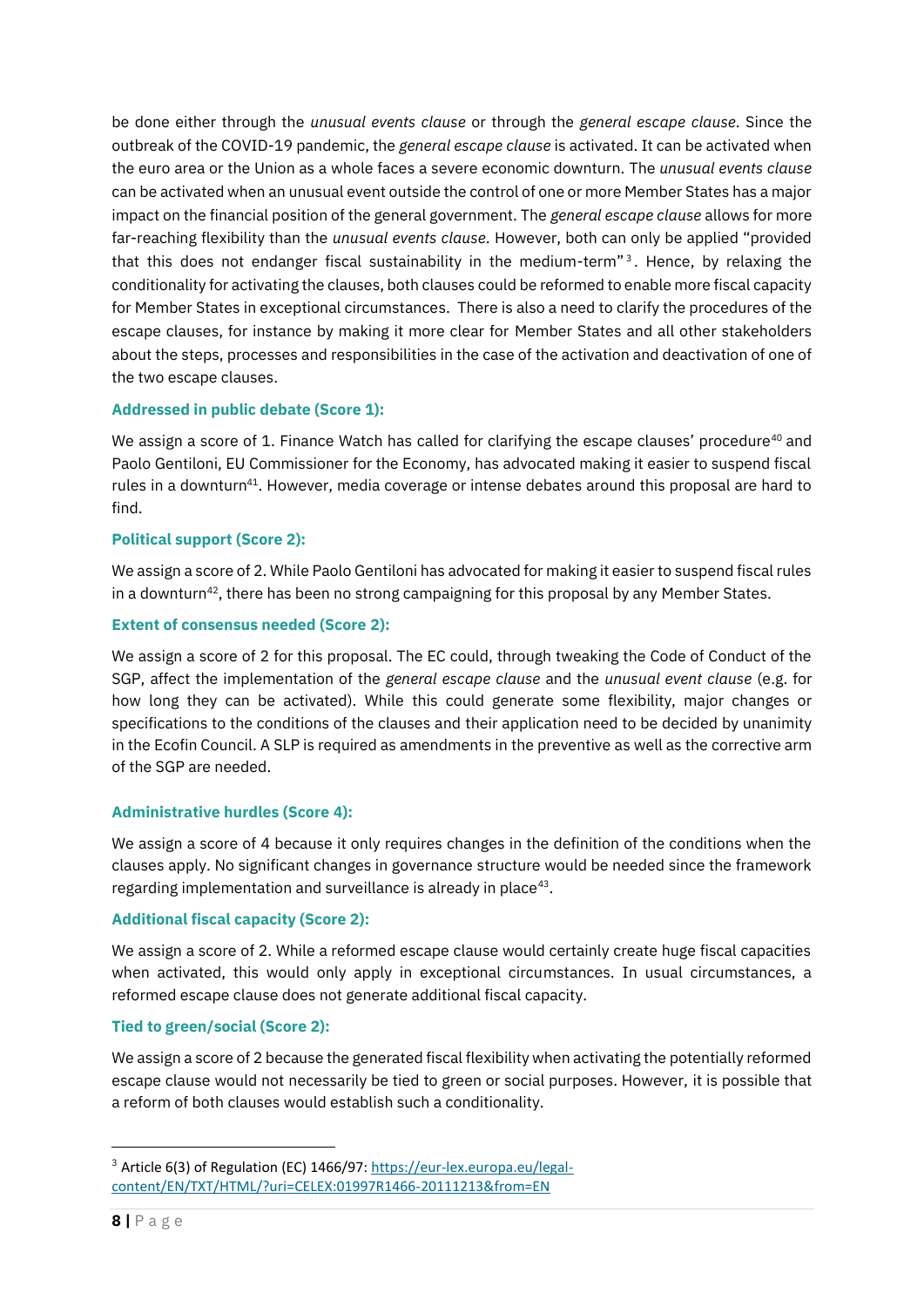be done either through the *unusual events clause* or through the *general escape clause*. Since the outbreak of the COVID-19 pandemic, the *general escape clause* is activated. It can be activated when the euro area or the Union as a whole faces a severe economic downturn. The *unusual events clause* can be activated when an unusual event outside the control of one or more Member States has a major impact on the financial position of the general government. The *general escape clause* allows for more far-reaching flexibility than the *unusual events clause*. However, both can only be applied "provided that this does not endanger fiscal sustainability in the medium-term"[3]. Hence, by relaxing the conditionality for activating the clauses, both clauses could be reformed to enable more fiscal capacity for Member States in exceptional circumstances. There is also a need to clarify the procedures of the escape clauses, for instance by making it more clear for Member States and all other stakeholders about the steps, processes and responsibilities in the case of the activation and deactivation of one of the two escape clauses.

#### Addressed in public debate (Score 1):

We assign a score of 1. Finance Watch has called for clarifying the escape clauses' procedure[40] and Paolo Gentiloni, EU Commissioner for the Economy, has advocated making it easier to suspend fiscal rules in a downturn[41]. However, media coverage or intense debates around this proposal are hard to find.

#### Political support (Score 2):

We assign a score of 2. While Paolo Gentiloni has advocated for making it easier to suspend fiscal rules in a downturn[42], there has been no strong campaigning for this proposal by any Member States.

#### Extent of consensus needed (Score 2):

We assign a score of 2 for this proposal. The EC could, through tweaking the Code of Conduct of the SGP, affect the implementation of the *general escape clause* and the *unusual event clause* (e.g. for how long they can be activated). While this could generate some flexibility, major changes or specifications to the conditions of the clauses and their application need to be decided by unanimity in the Ecofin Council. A SLP is required as amendments in the preventive as well as the corrective arm of the SGP are needed.

#### Administrative hurdles (Score 4):

We assign a score of 4 because it only requires changes in the definition of the conditions when the clauses apply. No significant changes in governance structure would be needed since the framework regarding implementation and surveillance is already in place[43].

#### Additional fiscal capacity (Score 2):

We assign a score of 2. While a reformed escape clause would certainly create huge fiscal capacities when activated, this would only apply in exceptional circumstances. In usual circumstances, a reformed escape clause does not generate additional fiscal capacity.

#### Tied to green/social (Score 2):

We assign a score of 2 because the generated fiscal flexibility when activating the potentially reformed escape clause would not necessarily be tied to green or social purposes. However, it is possible that a reform of both clauses would establish such a conditionality.

---

[3] Article 6(3) of Regulation (EC) 1466/97: https://eur-lex.europa.eu/legal-content/EN/TXT/HTML/?uri=CELEX:01997R1466-20111213&from=EN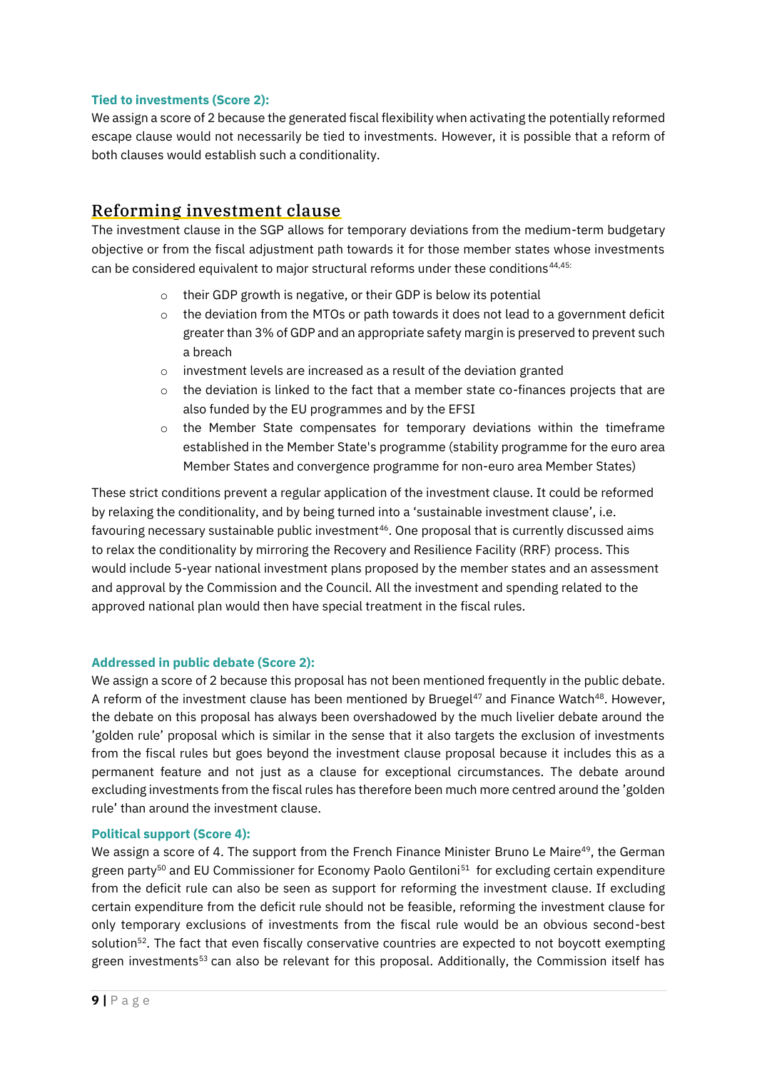**Tied to investments (Score 2):**

We assign a score of 2 because the generated fiscal flexibility when activating the potentially reformed escape clause would not necessarily be tied to investments. However, it is possible that a reform of both clauses would establish such a conditionality.

## Reforming investment clause

The investment clause in the SGP allows for temporary deviations from the medium-term budgetary objective or from the fiscal adjustment path towards it for those member states whose investments can be considered equivalent to major structural reforms under these conditions[44,45]:

- their GDP growth is negative, or their GDP is below its potential
- the deviation from the MTOs or path towards it does not lead to a government deficit greater than 3% of GDP and an appropriate safety margin is preserved to prevent such a breach
- investment levels are increased as a result of the deviation granted
- the deviation is linked to the fact that a member state co-finances projects that are also funded by the EU programmes and by the EFSI
- the Member State compensates for temporary deviations within the timeframe established in the Member State's programme (stability programme for the euro area Member States and convergence programme for non-euro area Member States)

These strict conditions prevent a regular application of the investment clause. It could be reformed by relaxing the conditionality, and by being turned into a 'sustainable investment clause', i.e. favouring necessary sustainable public investment[46]. One proposal that is currently discussed aims to relax the conditionality by mirroring the Recovery and Resilience Facility (RRF) process. This would include 5-year national investment plans proposed by the member states and an assessment and approval by the Commission and the Council. All the investment and spending related to the approved national plan would then have special treatment in the fiscal rules.

**Addressed in public debate (Score 2):**

We assign a score of 2 because this proposal has not been mentioned frequently in the public debate. A reform of the investment clause has been mentioned by Bruegel[47] and Finance Watch[48]. However, the debate on this proposal has always been overshadowed by the much livelier debate around the 'golden rule' proposal which is similar in the sense that it also targets the exclusion of investments from the fiscal rules but goes beyond the investment clause proposal because it includes this as a permanent feature and not just as a clause for exceptional circumstances. The debate around excluding investments from the fiscal rules has therefore been much more centred around the 'golden rule' than around the investment clause.

**Political support (Score 4):**

We assign a score of 4. The support from the French Finance Minister Bruno Le Maire[49], the German green party[50] and EU Commissioner for Economy Paolo Gentiloni[51] for excluding certain expenditure from the deficit rule can also be seen as support for reforming the investment clause. If excluding certain expenditure from the deficit rule should not be feasible, reforming the investment clause for only temporary exclusions of investments from the fiscal rule would be an obvious second-best solution[52]. The fact that even fiscally conservative countries are expected to not boycott exempting green investments[53] can also be relevant for this proposal. Additionally, the Commission itself has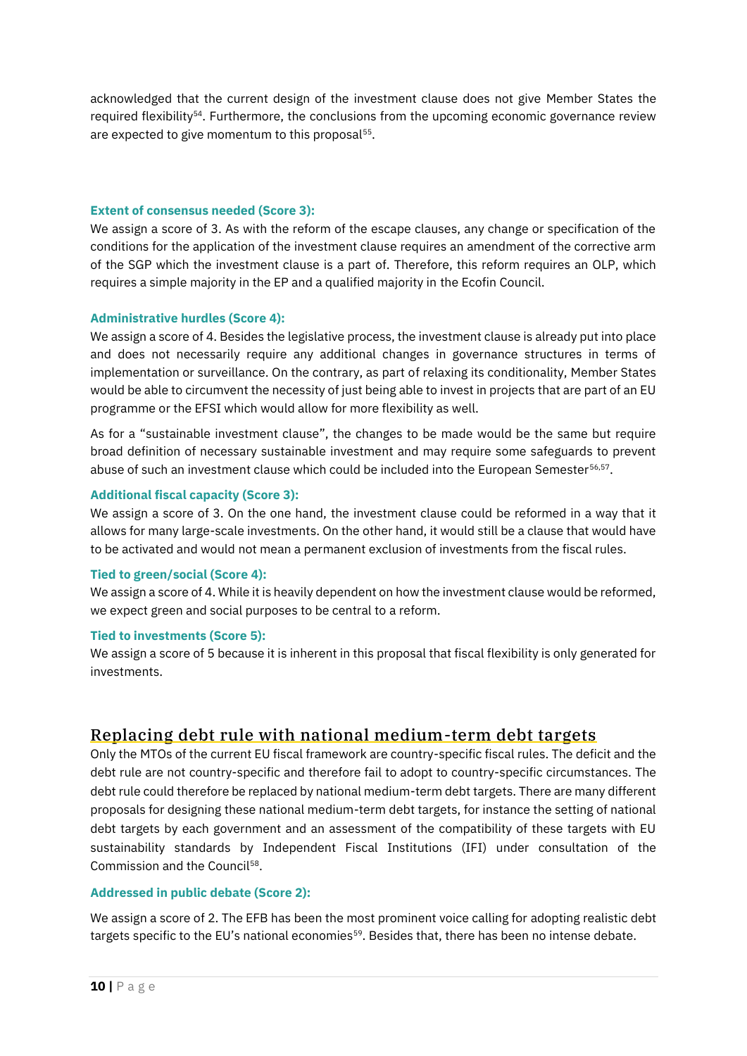acknowledged that the current design of the investment clause does not give Member States the required flexibility[54]. Furthermore, the conclusions from the upcoming economic governance review are expected to give momentum to this proposal[55].

#### Extent of consensus needed (Score 3):

We assign a score of 3. As with the reform of the escape clauses, any change or specification of the conditions for the application of the investment clause requires an amendment of the corrective arm of the SGP which the investment clause is a part of. Therefore, this reform requires an OLP, which requires a simple majority in the EP and a qualified majority in the Ecofin Council.

#### Administrative hurdles (Score 4):

We assign a score of 4. Besides the legislative process, the investment clause is already put into place and does not necessarily require any additional changes in governance structures in terms of implementation or surveillance. On the contrary, as part of relaxing its conditionality, Member States would be able to circumvent the necessity of just being able to invest in projects that are part of an EU programme or the EFSI which would allow for more flexibility as well.

As for a "sustainable investment clause", the changes to be made would be the same but require broad definition of necessary sustainable investment and may require some safeguards to prevent abuse of such an investment clause which could be included into the European Semester[56,57].

#### Additional fiscal capacity (Score 3):

We assign a score of 3. On the one hand, the investment clause could be reformed in a way that it allows for many large-scale investments. On the other hand, it would still be a clause that would have to be activated and would not mean a permanent exclusion of investments from the fiscal rules.

#### Tied to green/social (Score 4):

We assign a score of 4. While it is heavily dependent on how the investment clause would be reformed, we expect green and social purposes to be central to a reform.

#### Tied to investments (Score 5):

We assign a score of 5 because it is inherent in this proposal that fiscal flexibility is only generated for investments.

## Replacing debt rule with national medium-term debt targets

Only the MTOs of the current EU fiscal framework are country-specific fiscal rules. The deficit and the debt rule are not country-specific and therefore fail to adopt to country-specific circumstances. The debt rule could therefore be replaced by national medium-term debt targets. There are many different proposals for designing these national medium-term debt targets, for instance the setting of national debt targets by each government and an assessment of the compatibility of these targets with EU sustainability standards by Independent Fiscal Institutions (IFI) under consultation of the Commission and the Council[58].

#### Addressed in public debate (Score 2):

We assign a score of 2. The EFB has been the most prominent voice calling for adopting realistic debt targets specific to the EU's national economies[59]. Besides that, there has been no intense debate.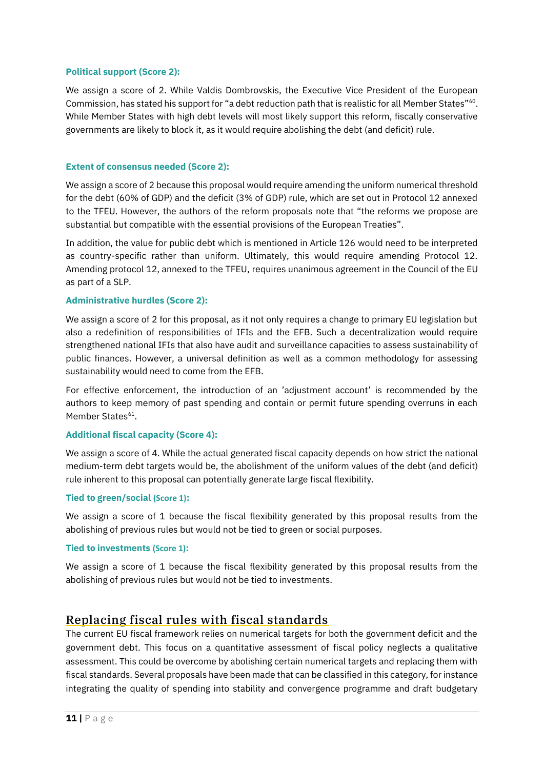#### Political support (Score 2):

We assign a score of 2. While Valdis Dombrovskis, the Executive Vice President of the European Commission, has stated his support for "a debt reduction path that is realistic for all Member States"[60]. While Member States with high debt levels will most likely support this reform, fiscally conservative governments are likely to block it, as it would require abolishing the debt (and deficit) rule.

#### Extent of consensus needed (Score 2):

We assign a score of 2 because this proposal would require amending the uniform numerical threshold for the debt (60% of GDP) and the deficit (3% of GDP) rule, which are set out in Protocol 12 annexed to the TFEU. However, the authors of the reform proposals note that "the reforms we propose are substantial but compatible with the essential provisions of the European Treaties".

In addition, the value for public debt which is mentioned in Article 126 would need to be interpreted as country-specific rather than uniform. Ultimately, this would require amending Protocol 12. Amending protocol 12, annexed to the TFEU, requires unanimous agreement in the Council of the EU as part of a SLP.

#### Administrative hurdles (Score 2):

We assign a score of 2 for this proposal, as it not only requires a change to primary EU legislation but also a redefinition of responsibilities of IFIs and the EFB. Such a decentralization would require strengthened national IFIs that also have audit and surveillance capacities to assess sustainability of public finances. However, a universal definition as well as a common methodology for assessing sustainability would need to come from the EFB.

For effective enforcement, the introduction of an 'adjustment account' is recommended by the authors to keep memory of past spending and contain or permit future spending overruns in each Member States[61].

#### Additional fiscal capacity (Score 4):

We assign a score of 4. While the actual generated fiscal capacity depends on how strict the national medium-term debt targets would be, the abolishment of the uniform values of the debt (and deficit) rule inherent to this proposal can potentially generate large fiscal flexibility.

#### Tied to green/social (Score 1):

We assign a score of 1 because the fiscal flexibility generated by this proposal results from the abolishing of previous rules but would not be tied to green or social purposes.

#### Tied to investments (Score 1):

We assign a score of 1 because the fiscal flexibility generated by this proposal results from the abolishing of previous rules but would not be tied to investments.

## Replacing fiscal rules with fiscal standards

The current EU fiscal framework relies on numerical targets for both the government deficit and the government debt. This focus on a quantitative assessment of fiscal policy neglects a qualitative assessment. This could be overcome by abolishing certain numerical targets and replacing them with fiscal standards. Several proposals have been made that can be classified in this category, for instance integrating the quality of spending into stability and convergence programme and draft budgetary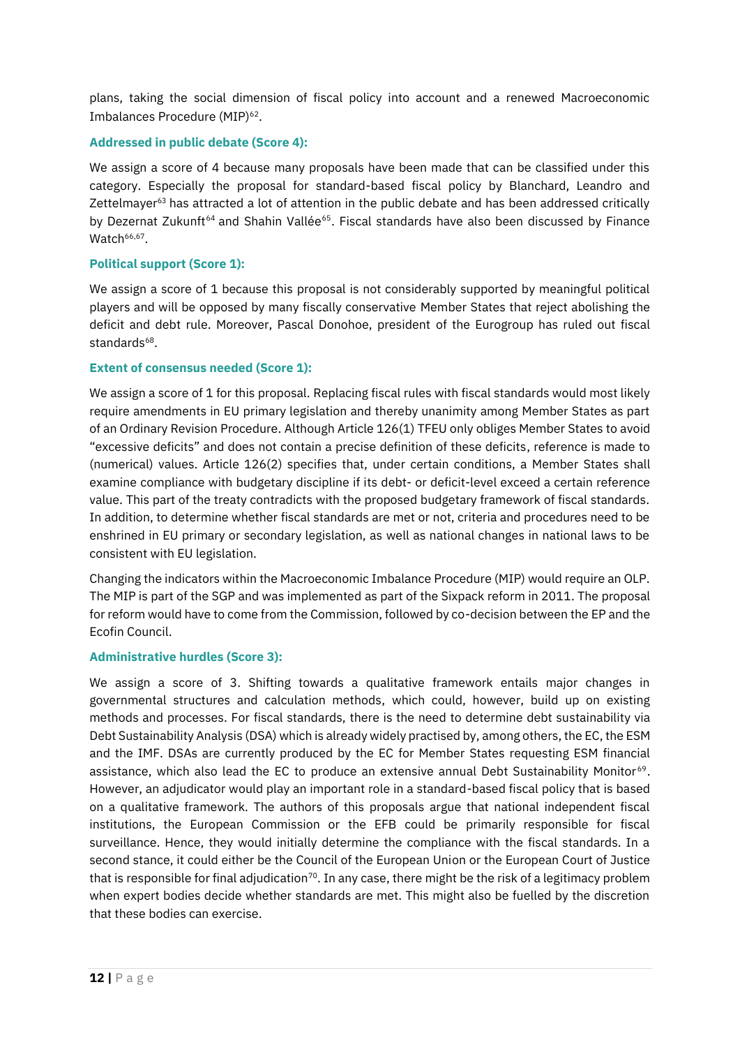plans, taking the social dimension of fiscal policy into account and a renewed Macroeconomic Imbalances Procedure (MIP)[62].

#### Addressed in public debate (Score 4):

We assign a score of 4 because many proposals have been made that can be classified under this category. Especially the proposal for standard-based fiscal policy by Blanchard, Leandro and Zettelmayer[63] has attracted a lot of attention in the public debate and has been addressed critically by Dezernat Zukunft[64] and Shahin Vallée[65]. Fiscal standards have also been discussed by Finance Watch[66,67].

#### Political support (Score 1):

We assign a score of 1 because this proposal is not considerably supported by meaningful political players and will be opposed by many fiscally conservative Member States that reject abolishing the deficit and debt rule. Moreover, Pascal Donohoe, president of the Eurogroup has ruled out fiscal standards[68].

#### Extent of consensus needed (Score 1):

We assign a score of 1 for this proposal. Replacing fiscal rules with fiscal standards would most likely require amendments in EU primary legislation and thereby unanimity among Member States as part of an Ordinary Revision Procedure. Although Article 126(1) TFEU only obliges Member States to avoid "excessive deficits" and does not contain a precise definition of these deficits, reference is made to (numerical) values. Article 126(2) specifies that, under certain conditions, a Member States shall examine compliance with budgetary discipline if its debt- or deficit-level exceed a certain reference value. This part of the treaty contradicts with the proposed budgetary framework of fiscal standards. In addition, to determine whether fiscal standards are met or not, criteria and procedures need to be enshrined in EU primary or secondary legislation, as well as national changes in national laws to be consistent with EU legislation.

Changing the indicators within the Macroeconomic Imbalance Procedure (MIP) would require an OLP. The MIP is part of the SGP and was implemented as part of the Sixpack reform in 2011. The proposal for reform would have to come from the Commission, followed by co-decision between the EP and the Ecofin Council.

#### Administrative hurdles (Score 3):

We assign a score of 3. Shifting towards a qualitative framework entails major changes in governmental structures and calculation methods, which could, however, build up on existing methods and processes. For fiscal standards, there is the need to determine debt sustainability via Debt Sustainability Analysis (DSA) which is already widely practised by, among others, the EC, the ESM and the IMF. DSAs are currently produced by the EC for Member States requesting ESM financial assistance, which also lead the EC to produce an extensive annual Debt Sustainability Monitor[69]. However, an adjudicator would play an important role in a standard-based fiscal policy that is based on a qualitative framework. The authors of this proposals argue that national independent fiscal institutions, the European Commission or the EFB could be primarily responsible for fiscal surveillance. Hence, they would initially determine the compliance with the fiscal standards. In a second stance, it could either be the Council of the European Union or the European Court of Justice that is responsible for final adjudication[70]. In any case, there might be the risk of a legitimacy problem when expert bodies decide whether standards are met. This might also be fuelled by the discretion that these bodies can exercise.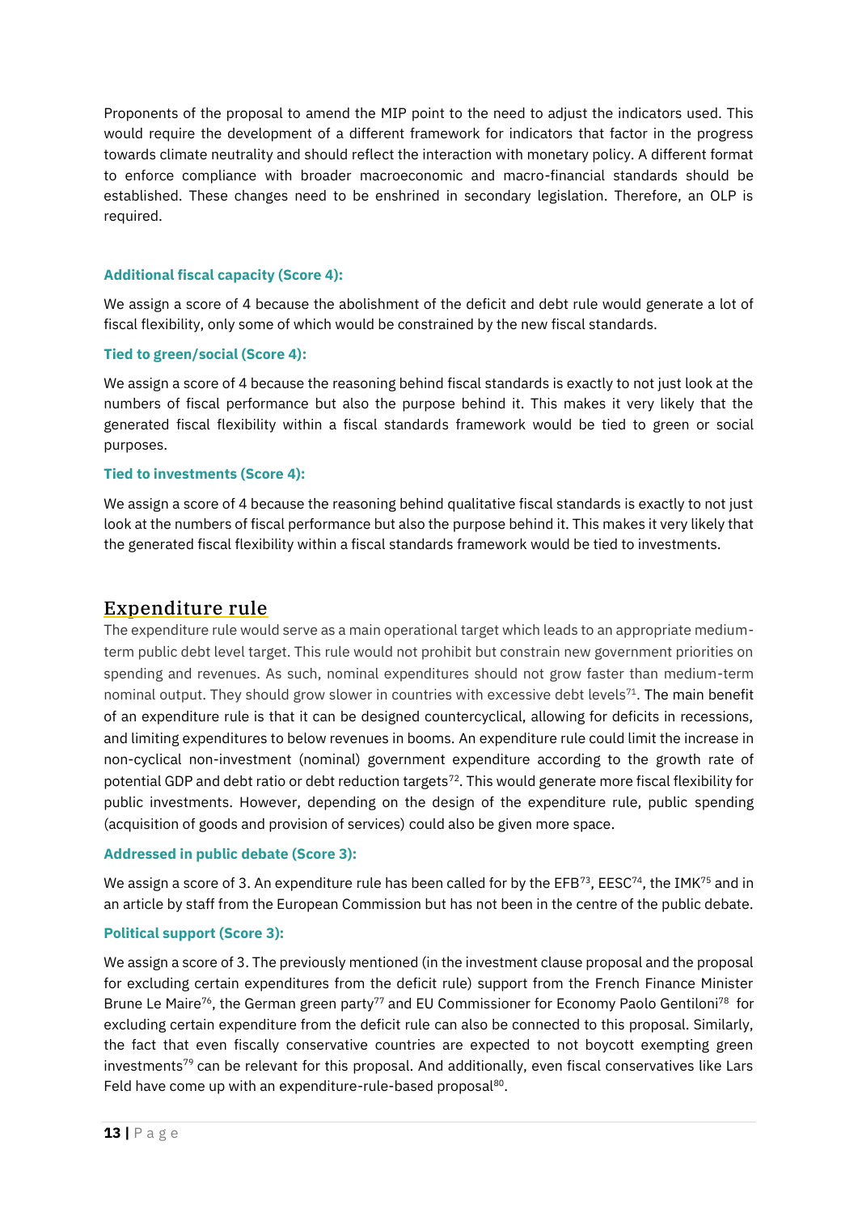Proponents of the proposal to amend the MIP point to the need to adjust the indicators used. This would require the development of a different framework for indicators that factor in the progress towards climate neutrality and should reflect the interaction with monetary policy. A different format to enforce compliance with broader macroeconomic and macro-financial standards should be established. These changes need to be enshrined in secondary legislation. Therefore, an OLP is required.

#### Additional fiscal capacity (Score 4):

We assign a score of 4 because the abolishment of the deficit and debt rule would generate a lot of fiscal flexibility, only some of which would be constrained by the new fiscal standards.

#### Tied to green/social (Score 4):

We assign a score of 4 because the reasoning behind fiscal standards is exactly to not just look at the numbers of fiscal performance but also the purpose behind it. This makes it very likely that the generated fiscal flexibility within a fiscal standards framework would be tied to green or social purposes.

#### Tied to investments (Score 4):

We assign a score of 4 because the reasoning behind qualitative fiscal standards is exactly to not just look at the numbers of fiscal performance but also the purpose behind it. This makes it very likely that the generated fiscal flexibility within a fiscal standards framework would be tied to investments.

## Expenditure rule

The expenditure rule would serve as a main operational target which leads to an appropriate medium-term public debt level target. This rule would not prohibit but constrain new government priorities on spending and revenues. As such, nominal expenditures should not grow faster than medium-term nominal output. They should grow slower in countries with excessive debt levels[71]. The main benefit of an expenditure rule is that it can be designed countercyclical, allowing for deficits in recessions, and limiting expenditures to below revenues in booms. An expenditure rule could limit the increase in non-cyclical non-investment (nominal) government expenditure according to the growth rate of potential GDP and debt ratio or debt reduction targets[72]. This would generate more fiscal flexibility for public investments. However, depending on the design of the expenditure rule, public spending (acquisition of goods and provision of services) could also be given more space.

#### Addressed in public debate (Score 3):

We assign a score of 3. An expenditure rule has been called for by the EFB[73], EESC[74], the IMK[75] and in an article by staff from the European Commission but has not been in the centre of the public debate.

#### Political support (Score 3):

We assign a score of 3. The previously mentioned (in the investment clause proposal and the proposal for excluding certain expenditures from the deficit rule) support from the French Finance Minister Brune Le Maire[76], the German green party[77] and EU Commissioner for Economy Paolo Gentiloni[78] for excluding certain expenditure from the deficit rule can also be connected to this proposal. Similarly, the fact that even fiscally conservative countries are expected to not boycott exempting green investments[79] can be relevant for this proposal. And additionally, even fiscal conservatives like Lars Feld have come up with an expenditure-rule-based proposal[80].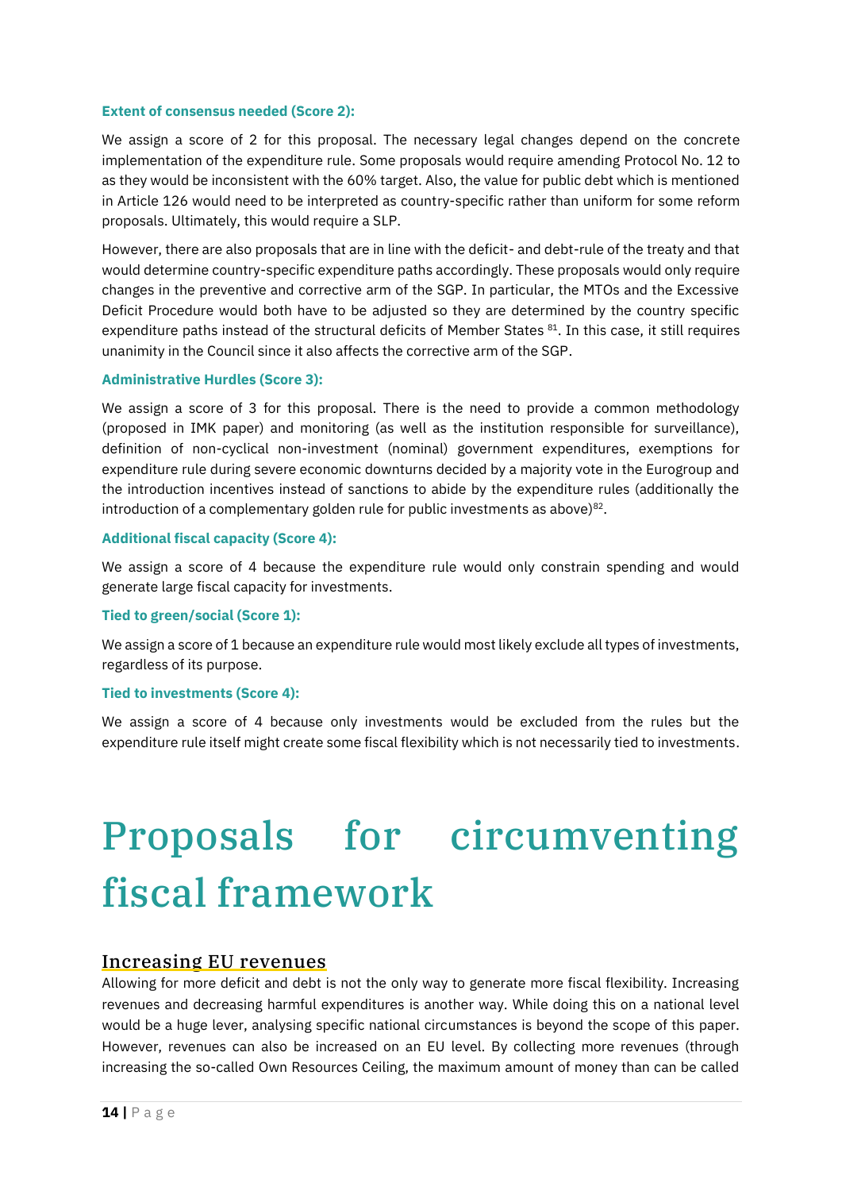#### Extent of consensus needed (Score 2):

We assign a score of 2 for this proposal. The necessary legal changes depend on the concrete implementation of the expenditure rule. Some proposals would require amending Protocol No. 12 to as they would be inconsistent with the 60% target. Also, the value for public debt which is mentioned in Article 126 would need to be interpreted as country-specific rather than uniform for some reform proposals. Ultimately, this would require a SLP.

However, there are also proposals that are in line with the deficit- and debt-rule of the treaty and that would determine country-specific expenditure paths accordingly. These proposals would only require changes in the preventive and corrective arm of the SGP. In particular, the MTOs and the Excessive Deficit Procedure would both have to be adjusted so they are determined by the country specific expenditure paths instead of the structural deficits of Member States [81]. In this case, it still requires unanimity in the Council since it also affects the corrective arm of the SGP.

#### Administrative Hurdles (Score 3):

We assign a score of 3 for this proposal. There is the need to provide a common methodology (proposed in IMK paper) and monitoring (as well as the institution responsible for surveillance), definition of non-cyclical non-investment (nominal) government expenditures, exemptions for expenditure rule during severe economic downturns decided by a majority vote in the Eurogroup and the introduction incentives instead of sanctions to abide by the expenditure rules (additionally the introduction of a complementary golden rule for public investments as above)[82].

#### Additional fiscal capacity (Score 4):

We assign a score of 4 because the expenditure rule would only constrain spending and would generate large fiscal capacity for investments.

#### Tied to green/social (Score 1):

We assign a score of 1 because an expenditure rule would most likely exclude all types of investments, regardless of its purpose.

#### Tied to investments (Score 4):

We assign a score of 4 because only investments would be excluded from the rules but the expenditure rule itself might create some fiscal flexibility which is not necessarily tied to investments.

# Proposals for circumventing fiscal framework

## Increasing EU revenues

Allowing for more deficit and debt is not the only way to generate more fiscal flexibility. Increasing revenues and decreasing harmful expenditures is another way. While doing this on a national level would be a huge lever, analysing specific national circumstances is beyond the scope of this paper. However, revenues can also be increased on an EU level. By collecting more revenues (through increasing the so-called Own Resources Ceiling, the maximum amount of money than can be called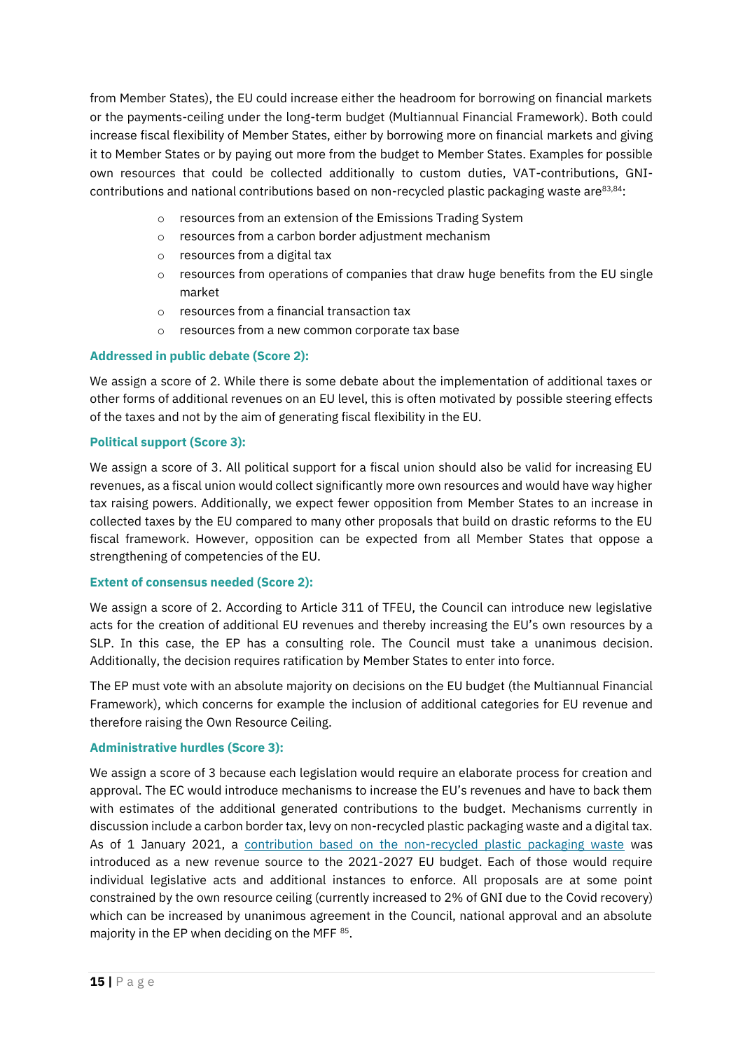from Member States), the EU could increase either the headroom for borrowing on financial markets or the payments-ceiling under the long-term budget (Multiannual Financial Framework). Both could increase fiscal flexibility of Member States, either by borrowing more on financial markets and giving it to Member States or by paying out more from the budget to Member States. Examples for possible own resources that could be collected additionally to custom duties, VAT-contributions, GNI-contributions and national contributions based on non-recycled plastic packaging waste are[83,84]:

- resources from an extension of the Emissions Trading System
- resources from a carbon border adjustment mechanism
- resources from a digital tax
- resources from operations of companies that draw huge benefits from the EU single market
- resources from a financial transaction tax
- resources from a new common corporate tax base

**Addressed in public debate (Score 2):**

We assign a score of 2. While there is some debate about the implementation of additional taxes or other forms of additional revenues on an EU level, this is often motivated by possible steering effects of the taxes and not by the aim of generating fiscal flexibility in the EU.

**Political support (Score 3):**

We assign a score of 3. All political support for a fiscal union should also be valid for increasing EU revenues, as a fiscal union would collect significantly more own resources and would have way higher tax raising powers. Additionally, we expect fewer opposition from Member States to an increase in collected taxes by the EU compared to many other proposals that build on drastic reforms to the EU fiscal framework. However, opposition can be expected from all Member States that oppose a strengthening of competencies of the EU.

**Extent of consensus needed (Score 2):**

We assign a score of 2. According to Article 311 of TFEU, the Council can introduce new legislative acts for the creation of additional EU revenues and thereby increasing the EU's own resources by a SLP. In this case, the EP has a consulting role. The Council must take a unanimous decision. Additionally, the decision requires ratification by Member States to enter into force.

The EP must vote with an absolute majority on decisions on the EU budget (the Multiannual Financial Framework), which concerns for example the inclusion of additional categories for EU revenue and therefore raising the Own Resource Ceiling.

**Administrative hurdles (Score 3):**

We assign a score of 3 because each legislation would require an elaborate process for creation and approval. The EC would introduce mechanisms to increase the EU's revenues and have to back them with estimates of the additional generated contributions to the budget. Mechanisms currently in discussion include a carbon border tax, levy on non-recycled plastic packaging waste and a digital tax. As of 1 January 2021, a contribution based on the non-recycled plastic packaging waste was introduced as a new revenue source to the 2021-2027 EU budget. Each of those would require individual legislative acts and additional instances to enforce. All proposals are at some point constrained by the own resource ceiling (currently increased to 2% of GNI due to the Covid recovery) which can be increased by unanimous agreement in the Council, national approval and an absolute majority in the EP when deciding on the MFF [85].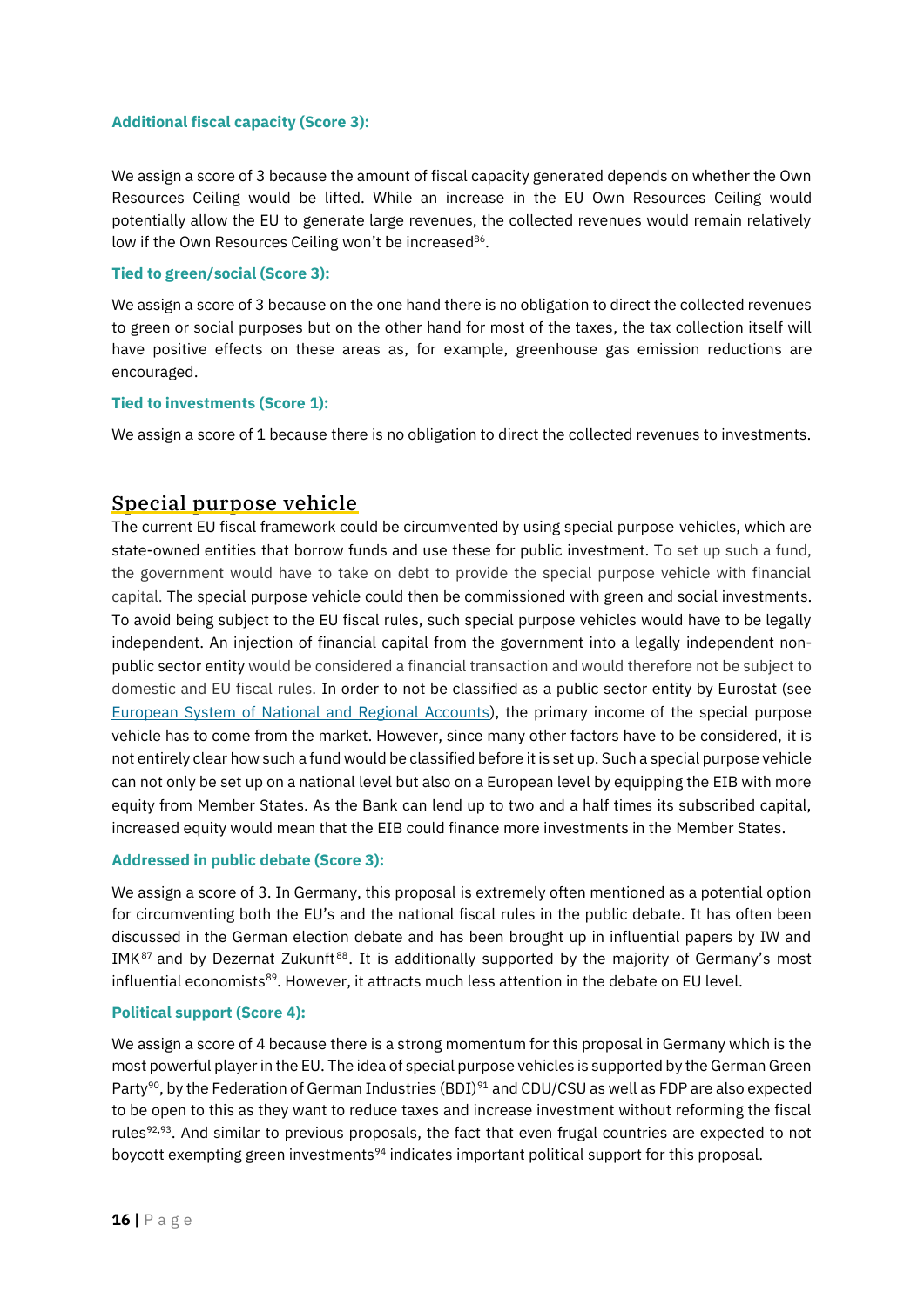#### Additional fiscal capacity (Score 3):

We assign a score of 3 because the amount of fiscal capacity generated depends on whether the Own Resources Ceiling would be lifted. While an increase in the EU Own Resources Ceiling would potentially allow the EU to generate large revenues, the collected revenues would remain relatively low if the Own Resources Ceiling won't be increased[86].

#### Tied to green/social (Score 3):

We assign a score of 3 because on the one hand there is no obligation to direct the collected revenues to green or social purposes but on the other hand for most of the taxes, the tax collection itself will have positive effects on these areas as, for example, greenhouse gas emission reductions are encouraged.

#### Tied to investments (Score 1):

We assign a score of 1 because there is no obligation to direct the collected revenues to investments.

## Special purpose vehicle

The current EU fiscal framework could be circumvented by using special purpose vehicles, which are state-owned entities that borrow funds and use these for public investment. To set up such a fund, the government would have to take on debt to provide the special purpose vehicle with financial capital. The special purpose vehicle could then be commissioned with green and social investments. To avoid being subject to the EU fiscal rules, such special purpose vehicles would have to be legally independent. An injection of financial capital from the government into a legally independent non-public sector entity would be considered a financial transaction and would therefore not be subject to domestic and EU fiscal rules. In order to not be classified as a public sector entity by Eurostat (see European System of National and Regional Accounts), the primary income of the special purpose vehicle has to come from the market. However, since many other factors have to be considered, it is not entirely clear how such a fund would be classified before it is set up. Such a special purpose vehicle can not only be set up on a national level but also on a European level by equipping the EIB with more equity from Member States. As the Bank can lend up to two and a half times its subscribed capital, increased equity would mean that the EIB could finance more investments in the Member States.

#### Addressed in public debate (Score 3):

We assign a score of 3. In Germany, this proposal is extremely often mentioned as a potential option for circumventing both the EU's and the national fiscal rules in the public debate. It has often been discussed in the German election debate and has been brought up in influential papers by IW and IMK[87] and by Dezernat Zukunft[88]. It is additionally supported by the majority of Germany's most influential economists[89]. However, it attracts much less attention in the debate on EU level.

#### Political support (Score 4):

We assign a score of 4 because there is a strong momentum for this proposal in Germany which is the most powerful player in the EU. The idea of special purpose vehicles is supported by the German Green Party[90], by the Federation of German Industries (BDI)[91] and CDU/CSU as well as FDP are also expected to be open to this as they want to reduce taxes and increase investment without reforming the fiscal rules[92,93]. And similar to previous proposals, the fact that even frugal countries are expected to not boycott exempting green investments[94] indicates important political support for this proposal.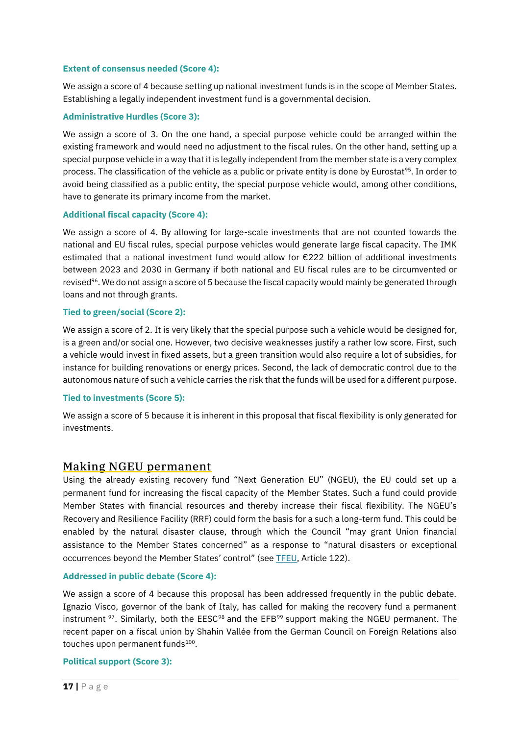**Extent of consensus needed (Score 4):**

We assign a score of 4 because setting up national investment funds is in the scope of Member States. Establishing a legally independent investment fund is a governmental decision.

**Administrative Hurdles (Score 3):**

We assign a score of 3. On the one hand, a special purpose vehicle could be arranged within the existing framework and would need no adjustment to the fiscal rules. On the other hand, setting up a special purpose vehicle in a way that it is legally independent from the member state is a very complex process. The classification of the vehicle as a public or private entity is done by Eurostat[95]. In order to avoid being classified as a public entity, the special purpose vehicle would, among other conditions, have to generate its primary income from the market.

**Additional fiscal capacity (Score 4):**

We assign a score of 4. By allowing for large-scale investments that are not counted towards the national and EU fiscal rules, special purpose vehicles would generate large fiscal capacity. The IMK estimated that a national investment fund would allow for €222 billion of additional investments between 2023 and 2030 in Germany if both national and EU fiscal rules are to be circumvented or revised[96]. We do not assign a score of 5 because the fiscal capacity would mainly be generated through loans and not through grants.

**Tied to green/social (Score 2):**

We assign a score of 2. It is very likely that the special purpose such a vehicle would be designed for, is a green and/or social one. However, two decisive weaknesses justify a rather low score. First, such a vehicle would invest in fixed assets, but a green transition would also require a lot of subsidies, for instance for building renovations or energy prices. Second, the lack of democratic control due to the autonomous nature of such a vehicle carries the risk that the funds will be used for a different purpose.

**Tied to investments (Score 5):**

We assign a score of 5 because it is inherent in this proposal that fiscal flexibility is only generated for investments.

## Making NGEU permanent

Using the already existing recovery fund "Next Generation EU" (NGEU), the EU could set up a permanent fund for increasing the fiscal capacity of the Member States. Such a fund could provide Member States with financial resources and thereby increase their fiscal flexibility. The NGEU's Recovery and Resilience Facility (RRF) could form the basis for a such a long-term fund. This could be enabled by the natural disaster clause, through which the Council "may grant Union financial assistance to the Member States concerned" as a response to "natural disasters or exceptional occurrences beyond the Member States' control" (see TFEU, Article 122).

**Addressed in public debate (Score 4):**

We assign a score of 4 because this proposal has been addressed frequently in the public debate. Ignazio Visco, governor of the bank of Italy, has called for making the recovery fund a permanent instrument [97]. Similarly, both the EESC[98] and the EFB[99] support making the NGEU permanent. The recent paper on a fiscal union by Shahin Vallée from the German Council on Foreign Relations also touches upon permanent funds[100].

**Political support (Score 3):**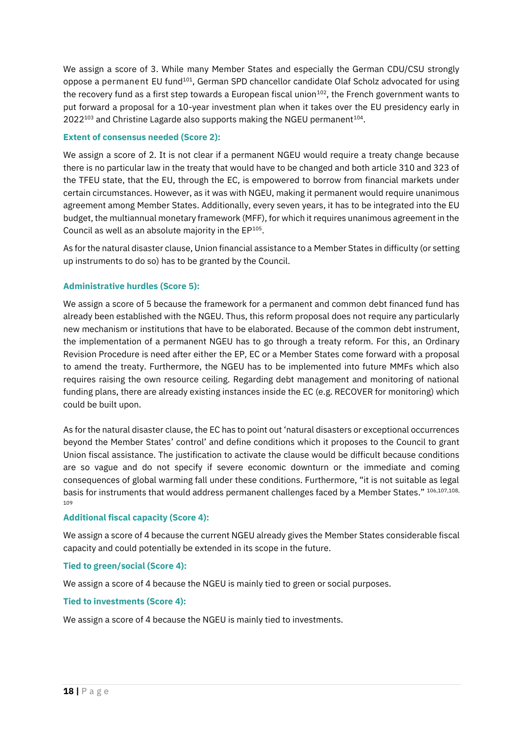We assign a score of 3. While many Member States and especially the German CDU/CSU strongly oppose a permanent EU fund[101], German SPD chancellor candidate Olaf Scholz advocated for using the recovery fund as a first step towards a European fiscal union[102], the French government wants to put forward a proposal for a 10-year investment plan when it takes over the EU presidency early in 2022[103] and Christine Lagarde also supports making the NGEU permanent[104].

### Extent of consensus needed (Score 2):

We assign a score of 2. It is not clear if a permanent NGEU would require a treaty change because there is no particular law in the treaty that would have to be changed and both article 310 and 323 of the TFEU state, that the EU, through the EC, is empowered to borrow from financial markets under certain circumstances. However, as it was with NGEU, making it permanent would require unanimous agreement among Member States. Additionally, every seven years, it has to be integrated into the EU budget, the multiannual monetary framework (MFF), for which it requires unanimous agreement in the Council as well as an absolute majority in the EP[105].

As for the natural disaster clause, Union financial assistance to a Member States in difficulty (or setting up instruments to do so) has to be granted by the Council.

### Administrative hurdles (Score 5):

We assign a score of 5 because the framework for a permanent and common debt financed fund has already been established with the NGEU. Thus, this reform proposal does not require any particularly new mechanism or institutions that have to be elaborated. Because of the common debt instrument, the implementation of a permanent NGEU has to go through a treaty reform. For this, an Ordinary Revision Procedure is need after either the EP, EC or a Member States come forward with a proposal to amend the treaty. Furthermore, the NGEU has to be implemented into future MMFs which also requires raising the own resource ceiling. Regarding debt management and monitoring of national funding plans, there are already existing instances inside the EC (e.g. RECOVER for monitoring) which could be built upon.

As for the natural disaster clause, the EC has to point out 'natural disasters or exceptional occurrences beyond the Member States' control' and define conditions which it proposes to the Council to grant Union fiscal assistance. The justification to activate the clause would be difficult because conditions are so vague and do not specify if severe economic downturn or the immediate and coming consequences of global warming fall under these conditions. Furthermore, "it is not suitable as legal basis for instruments that would address permanent challenges faced by a Member States." [106,107,108,109]

### Additional fiscal capacity (Score 4):

We assign a score of 4 because the current NGEU already gives the Member States considerable fiscal capacity and could potentially be extended in its scope in the future.

### Tied to green/social (Score 4):

We assign a score of 4 because the NGEU is mainly tied to green or social purposes.

### Tied to investments (Score 4):

We assign a score of 4 because the NGEU is mainly tied to investments.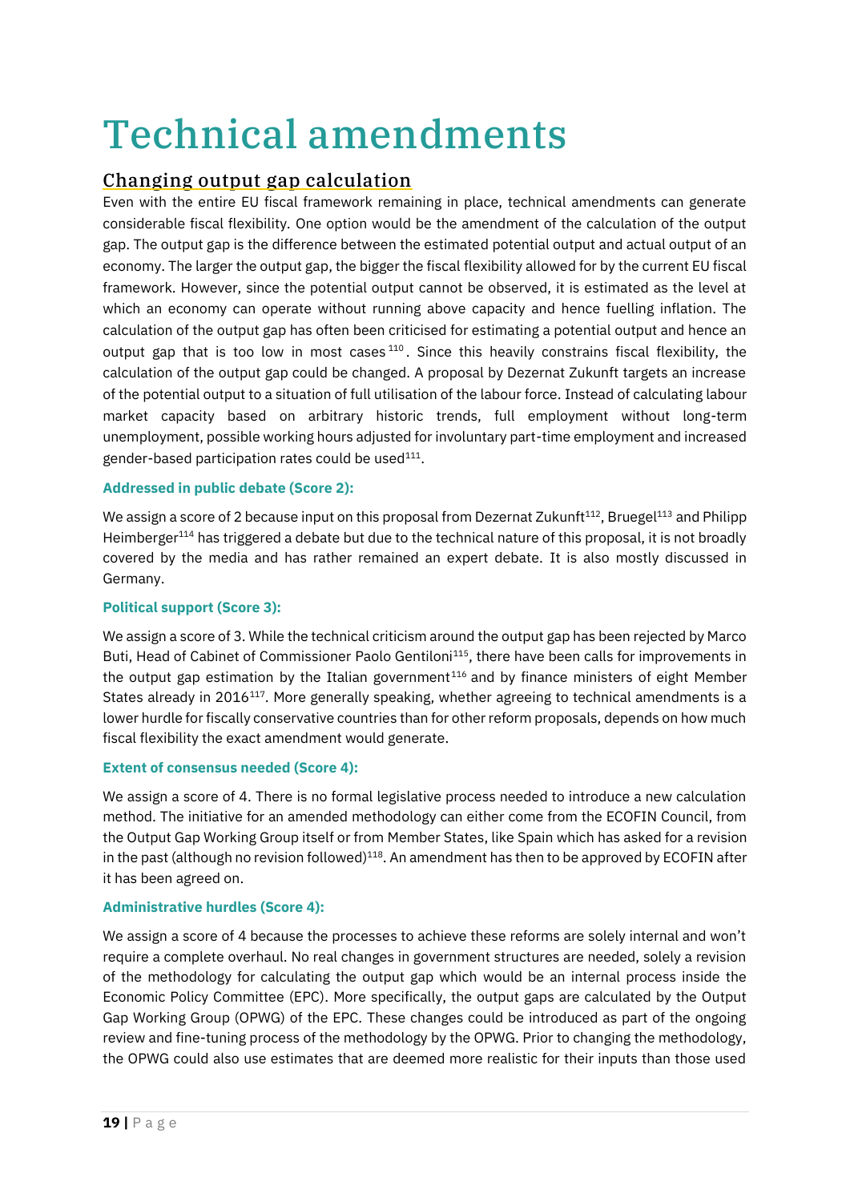# Technical amendments

## Changing output gap calculation

Even with the entire EU fiscal framework remaining in place, technical amendments can generate considerable fiscal flexibility. One option would be the amendment of the calculation of the output gap. The output gap is the difference between the estimated potential output and actual output of an economy. The larger the output gap, the bigger the fiscal flexibility allowed for by the current EU fiscal framework. However, since the potential output cannot be observed, it is estimated as the level at which an economy can operate without running above capacity and hence fuelling inflation. The calculation of the output gap has often been criticised for estimating a potential output and hence an output gap that is too low in most cases[110]. Since this heavily constrains fiscal flexibility, the calculation of the output gap could be changed. A proposal by Dezernat Zukunft targets an increase of the potential output to a situation of full utilisation of the labour force. Instead of calculating labour market capacity based on arbitrary historic trends, full employment without long-term unemployment, possible working hours adjusted for involuntary part-time employment and increased gender-based participation rates could be used[111].

**Addressed in public debate (Score 2):**

We assign a score of 2 because input on this proposal from Dezernat Zukunft[112], Bruegel[113] and Philipp Heimberger[114] has triggered a debate but due to the technical nature of this proposal, it is not broadly covered by the media and has rather remained an expert debate. It is also mostly discussed in Germany.

**Political support (Score 3):**

We assign a score of 3. While the technical criticism around the output gap has been rejected by Marco Buti, Head of Cabinet of Commissioner Paolo Gentiloni[115], there have been calls for improvements in the output gap estimation by the Italian government[116] and by finance ministers of eight Member States already in 2016[117]. More generally speaking, whether agreeing to technical amendments is a lower hurdle for fiscally conservative countries than for other reform proposals, depends on how much fiscal flexibility the exact amendment would generate.

**Extent of consensus needed (Score 4):**

We assign a score of 4. There is no formal legislative process needed to introduce a new calculation method. The initiative for an amended methodology can either come from the ECOFIN Council, from the Output Gap Working Group itself or from Member States, like Spain which has asked for a revision in the past (although no revision followed)[118]. An amendment has then to be approved by ECOFIN after it has been agreed on.

**Administrative hurdles (Score 4):**

We assign a score of 4 because the processes to achieve these reforms are solely internal and won't require a complete overhaul. No real changes in government structures are needed, solely a revision of the methodology for calculating the output gap which would be an internal process inside the Economic Policy Committee (EPC). More specifically, the output gaps are calculated by the Output Gap Working Group (OPWG) of the EPC. These changes could be introduced as part of the ongoing review and fine-tuning process of the methodology by the OPWG. Prior to changing the methodology, the OPWG could also use estimates that are deemed more realistic for their inputs than those used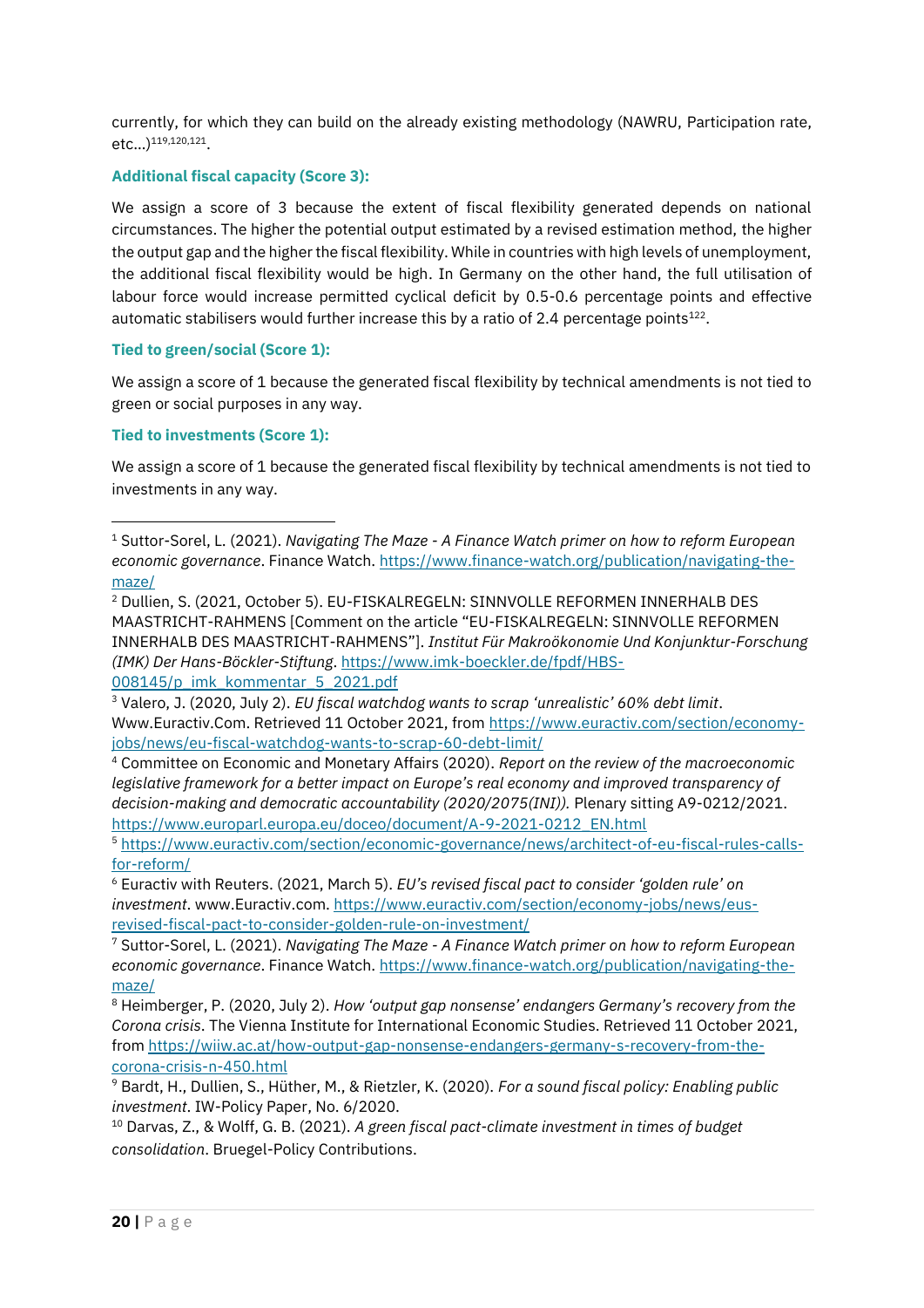currently, for which they can build on the already existing methodology (NAWRU, Participation rate, etc...)[119,120,121].

### Additional fiscal capacity (Score 3):

We assign a score of 3 because the extent of fiscal flexibility generated depends on national circumstances. The higher the potential output estimated by a revised estimation method, the higher the output gap and the higher the fiscal flexibility. While in countries with high levels of unemployment, the additional fiscal flexibility would be high. In Germany on the other hand, the full utilisation of labour force would increase permitted cyclical deficit by 0.5-0.6 percentage points and effective automatic stabilisers would further increase this by a ratio of 2.4 percentage points[122].

### Tied to green/social (Score 1):

We assign a score of 1 because the generated fiscal flexibility by technical amendments is not tied to green or social purposes in any way.

### Tied to investments (Score 1):

We assign a score of 1 because the generated fiscal flexibility by technical amendments is not tied to investments in any way.

---

[1] Suttor-Sorel, L. (2021). *Navigating The Maze - A Finance Watch primer on how to reform European economic governance*. Finance Watch. https://www.finance-watch.org/publication/navigating-the-maze/

[2] Dullien, S. (2021, October 5). EU-FISKALREGELN: SINNVOLLE REFORMEN INNERHALB DES MAASTRICHT-RAHMENS [Comment on the article "EU-FISKALREGELN: SINNVOLLE REFORMEN INNERHALB DES MAASTRICHT-RAHMENS"]. *Institut Für Makroökonomie Und Konjunktur-Forschung (IMK) Der Hans-Böckler-Stiftung*. https://www.imk-boeckler.de/fpdf/HBS-008145/p_imk_kommentar_5_2021.pdf

[3] Valero, J. (2020, July 2). *EU fiscal watchdog wants to scrap 'unrealistic' 60% debt limit*. Www.Euractiv.Com. Retrieved 11 October 2021, from https://www.euractiv.com/section/economy-jobs/news/eu-fiscal-watchdog-wants-to-scrap-60-debt-limit/

[4] Committee on Economic and Monetary Affairs (2020). *Report on the review of the macroeconomic legislative framework for a better impact on Europe's real economy and improved transparency of decision-making and democratic accountability (2020/2075(INI))*. Plenary sitting A9-0212/2021. https://www.europarl.europa.eu/doceo/document/A-9-2021-0212_EN.html

[5] https://www.euractiv.com/section/economic-governance/news/architect-of-eu-fiscal-rules-calls-for-reform/

[6] Euractiv with Reuters. (2021, March 5). *EU's revised fiscal pact to consider 'golden rule' on investment*. www.Euractiv.com. https://www.euractiv.com/section/economy-jobs/news/eus-revised-fiscal-pact-to-consider-golden-rule-on-investment/

[7] Suttor-Sorel, L. (2021). *Navigating The Maze - A Finance Watch primer on how to reform European economic governance*. Finance Watch. https://www.finance-watch.org/publication/navigating-the-maze/

[8] Heimberger, P. (2020, July 2). *How 'output gap nonsense' endangers Germany's recovery from the Corona crisis*. The Vienna Institute for International Economic Studies. Retrieved 11 October 2021, from https://wiiw.ac.at/how-output-gap-nonsense-endangers-germany-s-recovery-from-the-corona-crisis-n-450.html

[9] Bardt, H., Dullien, S., Hüther, M., & Rietzler, K. (2020). *For a sound fiscal policy: Enabling public investment*. IW-Policy Paper, No. 6/2020.

[10] Darvas, Z., & Wolff, G. B. (2021). *A green fiscal pact-climate investment in times of budget consolidation*. Bruegel-Policy Contributions.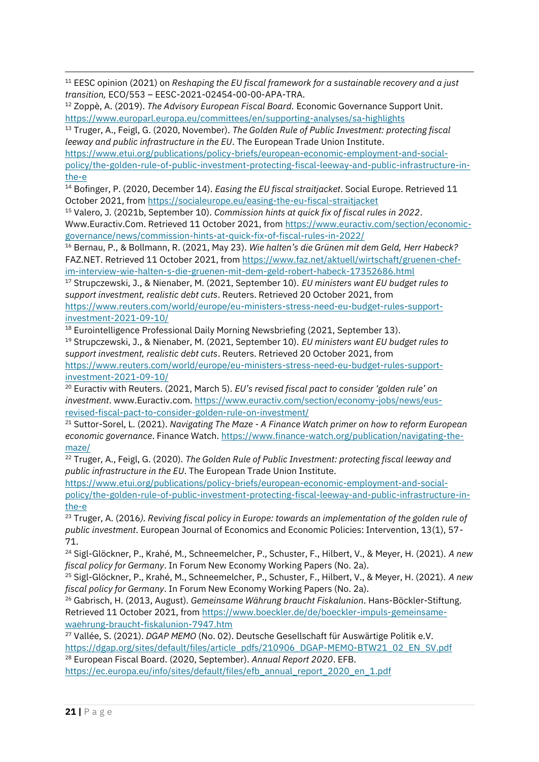[11] EESC opinion (2021) on *Reshaping the EU fiscal framework for a sustainable recovery and a just transition,* ECO/553 – EESC-2021-02454-00-00-APA-TRA.

[12] Zoppè, A. (2019). *The Advisory European Fiscal Board.* Economic Governance Support Unit. https://www.europarl.europa.eu/committees/en/supporting-analyses/sa-highlights

[13] Truger, A., Feigl, G. (2020, November). *The Golden Rule of Public Investment: protecting fiscal leeway and public infrastructure in the EU*. The European Trade Union Institute. https://www.etui.org/publications/policy-briefs/european-economic-employment-and-social-policy/the-golden-rule-of-public-investment-protecting-fiscal-leeway-and-public-infrastructure-in-the-e

[14] Bofinger, P. (2020, December 14). *Easing the EU fiscal straitjacket*. Social Europe. Retrieved 11 October 2021, from https://socialeurope.eu/easing-the-eu-fiscal-straitjacket

[15] Valero, J. (2021b, September 10). *Commission hints at quick fix of fiscal rules in 2022*. Www.Euractiv.Com. Retrieved 11 October 2021, from https://www.euractiv.com/section/economic-governance/news/commission-hints-at-quick-fix-of-fiscal-rules-in-2022/

[16] Bernau, P., & Bollmann, R. (2021, May 23). *Wie halten's die Grünen mit dem Geld, Herr Habeck?* FAZ.NET. Retrieved 11 October 2021, from https://www.faz.net/aktuell/wirtschaft/gruenen-chef-im-interview-wie-halten-s-die-gruenen-mit-dem-geld-robert-habeck-17352686.html

[17] Strupczewski, J., & Nienaber, M. (2021, September 10). *EU ministers want EU budget rules to support investment, realistic debt cuts*. Reuters. Retrieved 20 October 2021, from https://www.reuters.com/world/europe/eu-ministers-stress-need-eu-budget-rules-support-investment-2021-09-10/

[18] Eurointelligence Professional Daily Morning Newsbriefing (2021, September 13).

[19] Strupczewski, J., & Nienaber, M. (2021, September 10). *EU ministers want EU budget rules to support investment, realistic debt cuts*. Reuters. Retrieved 20 October 2021, from https://www.reuters.com/world/europe/eu-ministers-stress-need-eu-budget-rules-support-investment-2021-09-10/

[20] Euractiv with Reuters. (2021, March 5). *EU's revised fiscal pact to consider 'golden rule' on investment*. www.Euractiv.com. https://www.euractiv.com/section/economy-jobs/news/eus-revised-fiscal-pact-to-consider-golden-rule-on-investment/

[21] Suttor-Sorel, L. (2021). *Navigating The Maze - A Finance Watch primer on how to reform European economic governance*. Finance Watch. https://www.finance-watch.org/publication/navigating-the-maze/

[22] Truger, A., Feigl, G. (2020). *The Golden Rule of Public Investment: protecting fiscal leeway and public infrastructure in the EU*. The European Trade Union Institute. https://www.etui.org/publications/policy-briefs/european-economic-employment-and-social-policy/the-golden-rule-of-public-investment-protecting-fiscal-leeway-and-public-infrastructure-in-the-e

[23] Truger, A. (2016). *Reviving fiscal policy in Europe: towards an implementation of the golden rule of public investment*. European Journal of Economics and Economic Policies: Intervention, 13(1), 57-71.

[24] Sigl-Glöckner, P., Krahé, M., Schneemelcher, P., Schuster, F., Hilbert, V., & Meyer, H. (2021). *A new fiscal policy for Germany*. In Forum New Economy Working Papers (No. 2a).

[25] Sigl-Glöckner, P., Krahé, M., Schneemelcher, P., Schuster, F., Hilbert, V., & Meyer, H. (2021). *A new fiscal policy for Germany*. In Forum New Economy Working Papers (No. 2a).

[26] Gabrisch, H. (2013, August). *Gemeinsame Währung braucht Fiskalunion*. Hans-Böckler-Stiftung. Retrieved 11 October 2021, from https://www.boeckler.de/de/boeckler-impuls-gemeinsame-waehrung-braucht-fiskalunion-7947.htm

[27] Vallée, S. (2021). *DGAP MEMO* (No. 02). Deutsche Gesellschaft für Auswärtige Politik e.V. https://dgap.org/sites/default/files/article_pdfs/210906_DGAP-MEMO-BTW21_02_EN_SV.pdf

[28] European Fiscal Board. (2020, September). *Annual Report 2020*. EFB. https://ec.europa.eu/info/sites/default/files/efb_annual_report_2020_en_1.pdf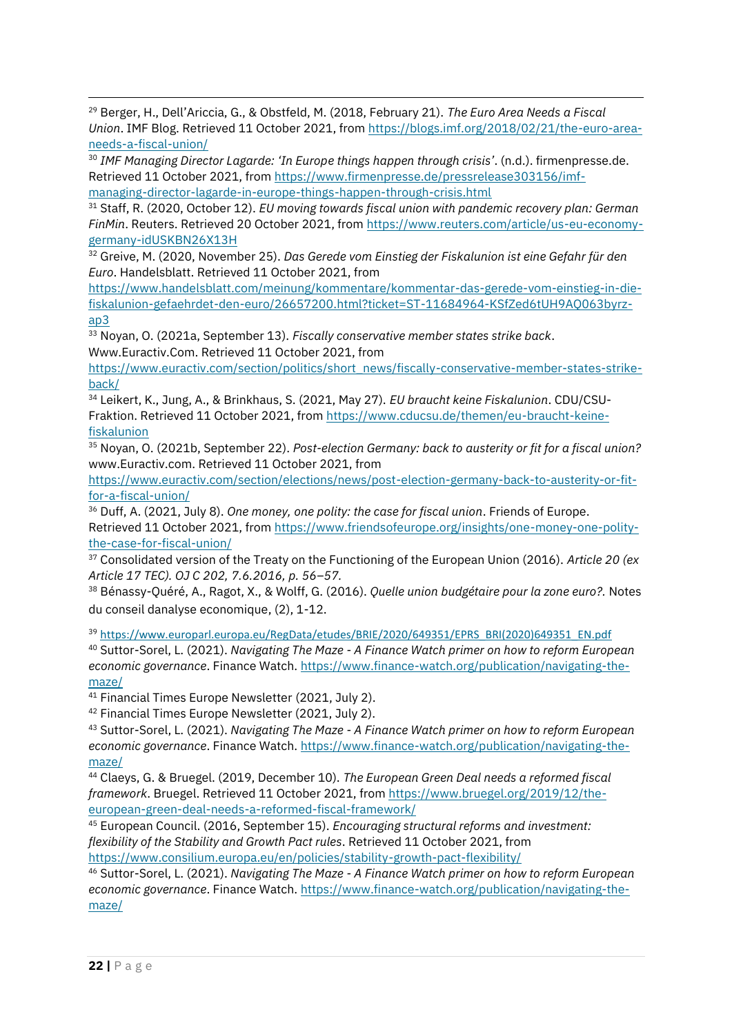[29] Berger, H., Dell'Ariccia, G., & Obstfeld, M. (2018, February 21). *The Euro Area Needs a Fiscal Union*. IMF Blog. Retrieved 11 October 2021, from https://blogs.imf.org/2018/02/21/the-euro-area-needs-a-fiscal-union/

[30] *IMF Managing Director Lagarde: 'In Europe things happen through crisis'*. (n.d.). firmenpresse.de. Retrieved 11 October 2021, from https://www.firmenpresse.de/pressrelease303156/imf-managing-director-lagarde-in-europe-things-happen-through-crisis.html

[31] Staff, R. (2020, October 12). *EU moving towards fiscal union with pandemic recovery plan: German FinMin*. Reuters. Retrieved 20 October 2021, from https://www.reuters.com/article/us-eu-economy-germany-idUSKBN26X13H

[32] Greive, M. (2020, November 25). *Das Gerede vom Einstieg der Fiskalunion ist eine Gefahr für den Euro*. Handelsblatt. Retrieved 11 October 2021, from https://www.handelsblatt.com/meinung/kommentare/kommentar-das-gerede-vom-einstieg-in-die-fiskalunion-gefaehrdet-den-euro/26657200.html?ticket=ST-11684964-KSfZed6tUH9AQ063byrz-ap3

[33] Noyan, O. (2021a, September 13). *Fiscally conservative member states strike back*. Www.Euractiv.Com. Retrieved 11 October 2021, from https://www.euractiv.com/section/politics/short_news/fiscally-conservative-member-states-strike-back/

[34] Leikert, K., Jung, A., & Brinkhaus, S. (2021, May 27). *EU braucht keine Fiskalunion*. CDU/CSU-Fraktion. Retrieved 11 October 2021, from https://www.cducsu.de/themen/eu-braucht-keine-fiskalunion

[35] Noyan, O. (2021b, September 22). *Post-election Germany: back to austerity or fit for a fiscal union?* www.Euractiv.com. Retrieved 11 October 2021, from https://www.euractiv.com/section/elections/news/post-election-germany-back-to-austerity-or-fit-for-a-fiscal-union/

[36] Duff, A. (2021, July 8). *One money, one polity: the case for fiscal union*. Friends of Europe. Retrieved 11 October 2021, from https://www.friendsofeurope.org/insights/one-money-one-polity-the-case-for-fiscal-union/

[37] Consolidated version of the Treaty on the Functioning of the European Union (2016). *Article 20 (ex Article 17 TEC). OJ C 202, 7.6.2016, p. 56–57.*

[38] Bénassy-Quéré, A., Ragot, X., & Wolff, G. (2016). *Quelle union budgétaire pour la zone euro?.* Notes du conseil danalyse economique, (2), 1-12.

[39] https://www.europarl.europa.eu/RegData/etudes/BRIE/2020/649351/EPRS_BRI(2020)649351_EN.pdf

[40] Suttor-Sorel, L. (2021). *Navigating The Maze - A Finance Watch primer on how to reform European economic governance*. Finance Watch. https://www.finance-watch.org/publication/navigating-the-maze/

[41] Financial Times Europe Newsletter (2021, July 2).

[42] Financial Times Europe Newsletter (2021, July 2).

[43] Suttor-Sorel, L. (2021). *Navigating The Maze - A Finance Watch primer on how to reform European economic governance*. Finance Watch. https://www.finance-watch.org/publication/navigating-the-maze/

[44] Claeys, G. & Bruegel. (2019, December 10). *The European Green Deal needs a reformed fiscal framework*. Bruegel. Retrieved 11 October 2021, from https://www.bruegel.org/2019/12/the-european-green-deal-needs-a-reformed-fiscal-framework/

[45] European Council. (2016, September 15). *Encouraging structural reforms and investment: flexibility of the Stability and Growth Pact rules*. Retrieved 11 October 2021, from https://www.consilium.europa.eu/en/policies/stability-growth-pact-flexibility/

[46] Suttor-Sorel, L. (2021). *Navigating The Maze - A Finance Watch primer on how to reform European economic governance*. Finance Watch. https://www.finance-watch.org/publication/navigating-the-maze/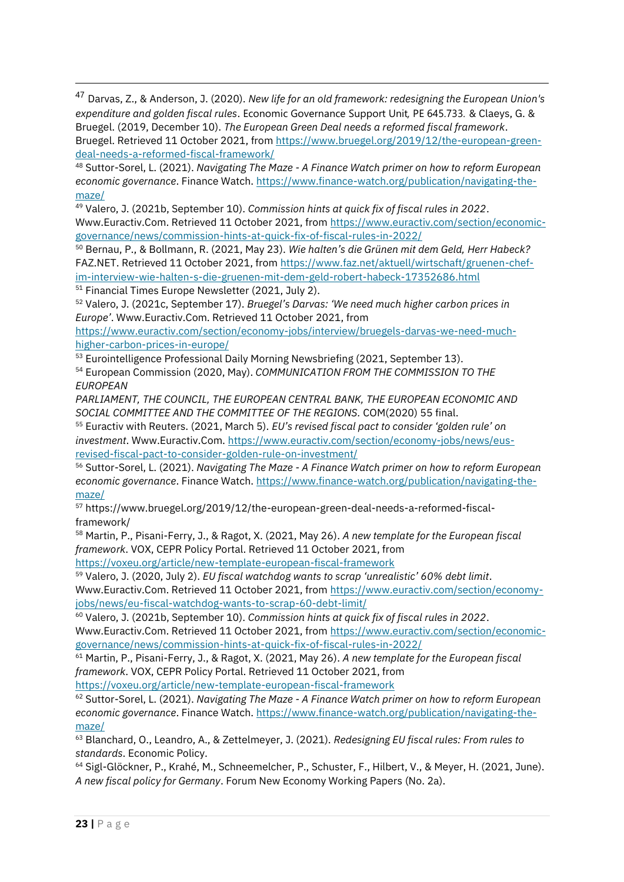[47] Darvas, Z., & Anderson, J. (2020). *New life for an old framework: redesigning the European Union's expenditure and golden fiscal rules*. Economic Governance Support Unit, PE 645.733. & Claeys, G. & Bruegel. (2019, December 10). *The European Green Deal needs a reformed fiscal framework*. Bruegel. Retrieved 11 October 2021, from https://www.bruegel.org/2019/12/the-european-green-deal-needs-a-reformed-fiscal-framework/

[48] Suttor-Sorel, L. (2021). *Navigating The Maze - A Finance Watch primer on how to reform European economic governance*. Finance Watch. https://www.finance-watch.org/publication/navigating-the-maze/

[49] Valero, J. (2021b, September 10). *Commission hints at quick fix of fiscal rules in 2022*. Www.Euractiv.Com. Retrieved 11 October 2021, from https://www.euractiv.com/section/economic-governance/news/commission-hints-at-quick-fix-of-fiscal-rules-in-2022/

[50] Bernau, P., & Bollmann, R. (2021, May 23). *Wie halten's die Grünen mit dem Geld, Herr Habeck?* FAZ.NET. Retrieved 11 October 2021, from https://www.faz.net/aktuell/wirtschaft/gruenen-chef-im-interview-wie-halten-s-die-gruenen-mit-dem-geld-robert-habeck-17352686.html

[51] Financial Times Europe Newsletter (2021, July 2).

[52] Valero, J. (2021c, September 17). *Bruegel's Darvas: 'We need much higher carbon prices in Europe'*. Www.Euractiv.Com. Retrieved 11 October 2021, from https://www.euractiv.com/section/economy-jobs/interview/bruegels-darvas-we-need-much-higher-carbon-prices-in-europe/

[53] Eurointelligence Professional Daily Morning Newsbriefing (2021, September 13).

[54] European Commission (2020, May). *COMMUNICATION FROM THE COMMISSION TO THE EUROPEAN PARLIAMENT, THE COUNCIL, THE EUROPEAN CENTRAL BANK, THE EUROPEAN ECONOMIC AND SOCIAL COMMITTEE AND THE COMMITTEE OF THE REGIONS.* COM(2020) 55 final.

[55] Euractiv with Reuters. (2021, March 5). *EU's revised fiscal pact to consider 'golden rule' on investment*. Www.Euractiv.Com. https://www.euractiv.com/section/economy-jobs/news/eus-revised-fiscal-pact-to-consider-golden-rule-on-investment/

[56] Suttor-Sorel, L. (2021). *Navigating The Maze - A Finance Watch primer on how to reform European economic governance*. Finance Watch. https://www.finance-watch.org/publication/navigating-the-maze/

[57] https://www.bruegel.org/2019/12/the-european-green-deal-needs-a-reformed-fiscal-framework/

[58] Martin, P., Pisani-Ferry, J., & Ragot, X. (2021, May 26). *A new template for the European fiscal framework*. VOX, CEPR Policy Portal. Retrieved 11 October 2021, from https://voxeu.org/article/new-template-european-fiscal-framework

[59] Valero, J. (2020, July 2). *EU fiscal watchdog wants to scrap 'unrealistic' 60% debt limit*. Www.Euractiv.Com. Retrieved 11 October 2021, from https://www.euractiv.com/section/economy-jobs/news/eu-fiscal-watchdog-wants-to-scrap-60-debt-limit/

[60] Valero, J. (2021b, September 10). *Commission hints at quick fix of fiscal rules in 2022*. Www.Euractiv.Com. Retrieved 11 October 2021, from https://www.euractiv.com/section/economic-governance/news/commission-hints-at-quick-fix-of-fiscal-rules-in-2022/

[61] Martin, P., Pisani-Ferry, J., & Ragot, X. (2021, May 26). *A new template for the European fiscal framework*. VOX, CEPR Policy Portal. Retrieved 11 October 2021, from https://voxeu.org/article/new-template-european-fiscal-framework

[62] Suttor-Sorel, L. (2021). *Navigating The Maze - A Finance Watch primer on how to reform European economic governance*. Finance Watch. https://www.finance-watch.org/publication/navigating-the-maze/

[63] Blanchard, O., Leandro, A., & Zettelmeyer, J. (2021). *Redesigning EU fiscal rules: From rules to standards*. Economic Policy.

[64] Sigl-Glöckner, P., Krahé, M., Schneemelcher, P., Schuster, F., Hilbert, V., & Meyer, H. (2021, June). *A new fiscal policy for Germany*. Forum New Economy Working Papers (No. 2a).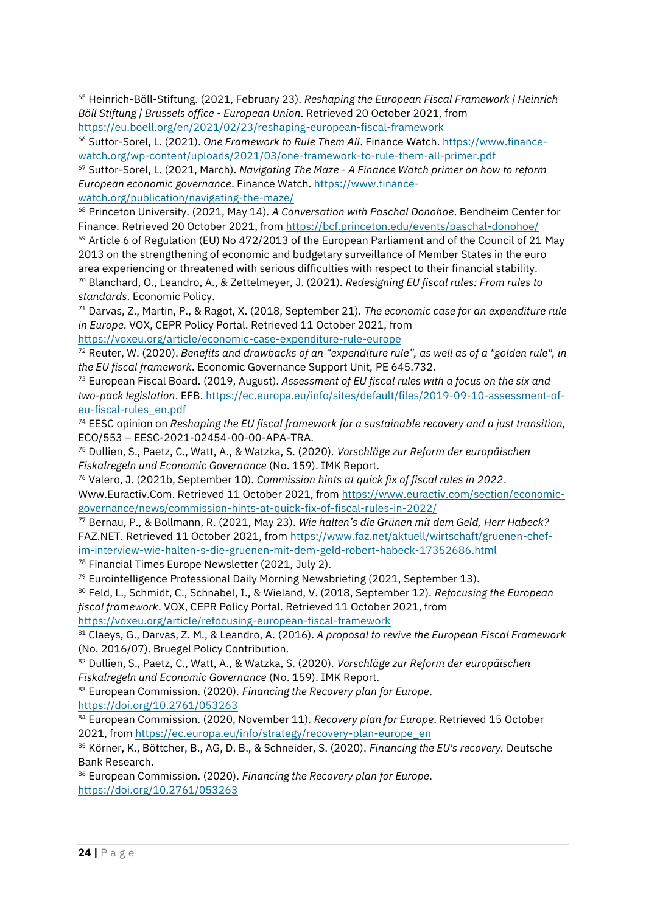[65] Heinrich-Böll-Stiftung. (2021, February 23). *Reshaping the European Fiscal Framework | Heinrich Böll Stiftung | Brussels office - European Union*. Retrieved 20 October 2021, from https://eu.boell.org/en/2021/02/23/reshaping-european-fiscal-framework

[66] Suttor-Sorel, L. (2021). *One Framework to Rule Them All*. Finance Watch. https://www.finance-watch.org/wp-content/uploads/2021/03/one-framework-to-rule-them-all-primer.pdf

[67] Suttor-Sorel, L. (2021, March). *Navigating The Maze - A Finance Watch primer on how to reform European economic governance*. Finance Watch. https://www.finance-watch.org/publication/navigating-the-maze/

[68] Princeton University. (2021, May 14). *A Conversation with Paschal Donohoe*. Bendheim Center for Finance. Retrieved 20 October 2021, from https://bcf.princeton.edu/events/paschal-donohoe/

[69] Article 6 of Regulation (EU) No 472/2013 of the European Parliament and of the Council of 21 May 2013 on the strengthening of economic and budgetary surveillance of Member States in the euro area experiencing or threatened with serious difficulties with respect to their financial stability.

[70] Blanchard, O., Leandro, A., & Zettelmeyer, J. (2021). *Redesigning EU fiscal rules: From rules to standards*. Economic Policy.

[71] Darvas, Z., Martin, P., & Ragot, X. (2018, September 21). *The economic case for an expenditure rule in Europe*. VOX, CEPR Policy Portal. Retrieved 11 October 2021, from https://voxeu.org/article/economic-case-expenditure-rule-europe

[72] Reuter, W. (2020). *Benefits and drawbacks of an "expenditure rule", as well as of a "golden rule", in the EU fiscal framework*. Economic Governance Support Unit, PE 645.732.

[73] European Fiscal Board. (2019, August). *Assessment of EU fiscal rules with a focus on the six and two-pack legislation*. EFB. https://ec.europa.eu/info/sites/default/files/2019-09-10-assessment-of-eu-fiscal-rules_en.pdf

[74] EESC opinion on *Reshaping the EU fiscal framework for a sustainable recovery and a just transition*, ECO/553 – EESC-2021-02454-00-00-APA-TRA.

[75] Dullien, S., Paetz, C., Watt, A., & Watzka, S. (2020). *Vorschläge zur Reform der europäischen Fiskalregeln und Economic Governance* (No. 159). IMK Report.

[76] Valero, J. (2021b, September 10). *Commission hints at quick fix of fiscal rules in 2022*. Www.Euractiv.Com. Retrieved 11 October 2021, from https://www.euractiv.com/section/economic-governance/news/commission-hints-at-quick-fix-of-fiscal-rules-in-2022/

[77] Bernau, P., & Bollmann, R. (2021, May 23). *Wie halten's die Grünen mit dem Geld, Herr Habeck?* FAZ.NET. Retrieved 11 October 2021, from https://www.faz.net/aktuell/wirtschaft/gruenen-chef-im-interview-wie-halten-s-die-gruenen-mit-dem-geld-robert-habeck-17352686.html

[78] Financial Times Europe Newsletter (2021, July 2).

[79] Eurointelligence Professional Daily Morning Newsbriefing (2021, September 13).

[80] Feld, L., Schmidt, C., Schnabel, I., & Wieland, V. (2018, September 12). *Refocusing the European fiscal framework*. VOX, CEPR Policy Portal. Retrieved 11 October 2021, from https://voxeu.org/article/refocusing-european-fiscal-framework

[81] Claeys, G., Darvas, Z. M., & Leandro, A. (2016). *A proposal to revive the European Fiscal Framework* (No. 2016/07). Bruegel Policy Contribution.

[82] Dullien, S., Paetz, C., Watt, A., & Watzka, S. (2020). *Vorschläge zur Reform der europäischen Fiskalregeln und Economic Governance* (No. 159). IMK Report.

[83] European Commission. (2020). *Financing the Recovery plan for Europe*. https://doi.org/10.2761/053263

[84] European Commission. (2020, November 11). *Recovery plan for Europe*. Retrieved 15 October 2021, from https://ec.europa.eu/info/strategy/recovery-plan-europe_en

[85] Körner, K., Böttcher, B., AG, D. B., & Schneider, S. (2020). *Financing the EU's recovery.* Deutsche Bank Research.

[86] European Commission. (2020). *Financing the Recovery plan for Europe*. https://doi.org/10.2761/053263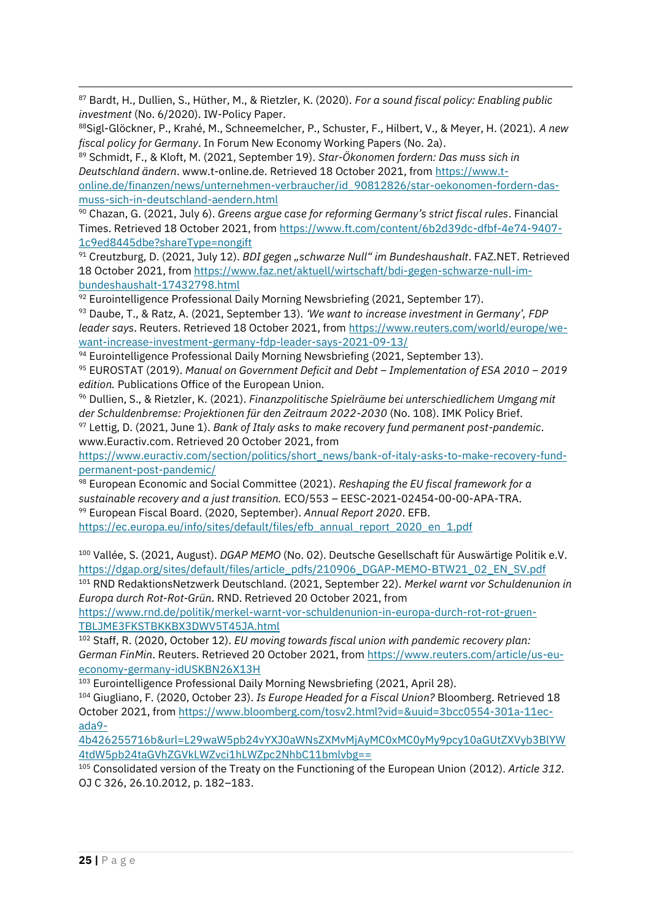[87] Bardt, H., Dullien, S., Hüther, M., & Rietzler, K. (2020). *For a sound fiscal policy: Enabling public investment* (No. 6/2020). IW-Policy Paper.

[88] Sigl-Glöckner, P., Krahé, M., Schneemelcher, P., Schuster, F., Hilbert, V., & Meyer, H. (2021). *A new fiscal policy for Germany*. In Forum New Economy Working Papers (No. 2a).

[89] Schmidt, F., & Kloft, M. (2021, September 19). *Star-Ökonomen fordern: Das muss sich in Deutschland ändern*. www.t-online.de. Retrieved 18 October 2021, from https://www.t-online.de/finanzen/news/unternehmen-verbraucher/id_90812826/star-oekonomen-fordern-das-muss-sich-in-deutschland-aendern.html

[90] Chazan, G. (2021, July 6). *Greens argue case for reforming Germany's strict fiscal rules*. Financial Times. Retrieved 18 October 2021, from https://www.ft.com/content/6b2d39dc-dfbf-4e74-9407-1c9ed8445dbe?shareType=nongift

[91] Creutzburg, D. (2021, July 12). *BDI gegen „schwarze Null" im Bundeshaushalt*. FAZ.NET. Retrieved 18 October 2021, from https://www.faz.net/aktuell/wirtschaft/bdi-gegen-schwarze-null-im-bundeshaushalt-17432798.html

[92] Eurointelligence Professional Daily Morning Newsbriefing (2021, September 17).

[93] Daube, T., & Ratz, A. (2021, September 13). *'We want to increase investment in Germany', FDP leader says*. Reuters. Retrieved 18 October 2021, from https://www.reuters.com/world/europe/we-want-increase-investment-germany-fdp-leader-says-2021-09-13/

[94] Eurointelligence Professional Daily Morning Newsbriefing (2021, September 13).

[95] EUROSTAT (2019). *Manual on Government Deficit and Debt – Implementation of ESA 2010 – 2019 edition.* Publications Office of the European Union.

[96] Dullien, S., & Rietzler, K. (2021). *Finanzpolitische Spielräume bei unterschiedlichem Umgang mit der Schuldenbremse: Projektionen für den Zeitraum 2022-2030* (No. 108). IMK Policy Brief.

[97] Lettig, D. (2021, June 1). *Bank of Italy asks to make recovery fund permanent post-pandemic*. www.Euractiv.com. Retrieved 20 October 2021, from https://www.euractiv.com/section/politics/short_news/bank-of-italy-asks-to-make-recovery-fund-permanent-post-pandemic/

[98] European Economic and Social Committee (2021). *Reshaping the EU fiscal framework for a sustainable recovery and a just transition.* ECO/553 – EESC-2021-02454-00-00-APA-TRA.

[99] European Fiscal Board. (2020, September). *Annual Report 2020*. EFB. https://ec.europa.eu/info/sites/default/files/efb_annual_report_2020_en_1.pdf

[100] Vallée, S. (2021, August). *DGAP MEMO* (No. 02). Deutsche Gesellschaft für Auswärtige Politik e.V. https://dgap.org/sites/default/files/article_pdfs/210906_DGAP-MEMO-BTW21_02_EN_SV.pdf

[101] RND RedaktionsNetzwerk Deutschland. (2021, September 22). *Merkel warnt vor Schuldenunion in Europa durch Rot-Rot-Grün*. RND. Retrieved 20 October 2021, from https://www.rnd.de/politik/merkel-warnt-vor-schuldenunion-in-europa-durch-rot-rot-gruen-TBLJME3FKSTBKKBX3DWV5T45JA.html

[102] Staff, R. (2020, October 12). *EU moving towards fiscal union with pandemic recovery plan: German FinMin*. Reuters. Retrieved 20 October 2021, from https://www.reuters.com/article/us-eu-economy-germany-idUSKBN26X13H

[103] Eurointelligence Professional Daily Morning Newsbriefing (2021, April 28).

[104] Giugliano, F. (2020, October 23). *Is Europe Headed for a Fiscal Union?* Bloomberg. Retrieved 18 October 2021, from https://www.bloomberg.com/tosv2.html?vid=&uuid=3bcc0554-301a-11ec-ada9-4b426255716b&url=L29waW5pb24vYXJ0aWNsZXMvMjAyMC0xMC0yMy9pcy10aGUtZXVyb3BlYW4tdW5pb24taGVhZGVkLWZvci1hLWZpc2NhbC11bmlvbg==

[105] Consolidated version of the Treaty on the Functioning of the European Union (2012). *Article 312.* OJ C 326, 26.10.2012, p. 182–183.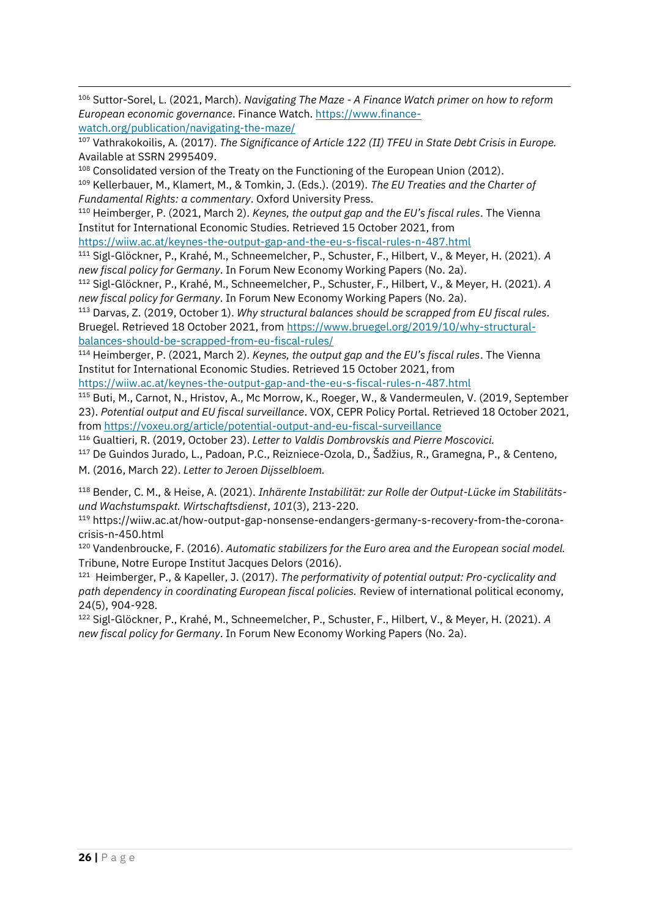[106] Suttor-Sorel, L. (2021, March). *Navigating The Maze - A Finance Watch primer on how to reform European economic governance*. Finance Watch. https://www.finance-watch.org/publication/navigating-the-maze/

[107] Vathrakokoilis, A. (2017). *The Significance of Article 122 (II) TFEU in State Debt Crisis in Europe.* Available at SSRN 2995409.

[108] Consolidated version of the Treaty on the Functioning of the European Union (2012).

[109] Kellerbauer, M., Klamert, M., & Tomkin, J. (Eds.). (2019). *The EU Treaties and the Charter of Fundamental Rights: a commentary*. Oxford University Press.

[110] Heimberger, P. (2021, March 2). *Keynes, the output gap and the EU's fiscal rules*. The Vienna Institut for International Economic Studies. Retrieved 15 October 2021, from https://wiiw.ac.at/keynes-the-output-gap-and-the-eu-s-fiscal-rules-n-487.html

[111] Sigl-Glöckner, P., Krahé, M., Schneemelcher, P., Schuster, F., Hilbert, V., & Meyer, H. (2021). *A new fiscal policy for Germany*. In Forum New Economy Working Papers (No. 2a).

[112] Sigl-Glöckner, P., Krahé, M., Schneemelcher, P., Schuster, F., Hilbert, V., & Meyer, H. (2021). *A new fiscal policy for Germany*. In Forum New Economy Working Papers (No. 2a).

[113] Darvas, Z. (2019, October 1). *Why structural balances should be scrapped from EU fiscal rules*. Bruegel. Retrieved 18 October 2021, from https://www.bruegel.org/2019/10/why-structural-balances-should-be-scrapped-from-eu-fiscal-rules/

[114] Heimberger, P. (2021, March 2). *Keynes, the output gap and the EU's fiscal rules*. The Vienna Institut for International Economic Studies. Retrieved 15 October 2021, from https://wiiw.ac.at/keynes-the-output-gap-and-the-eu-s-fiscal-rules-n-487.html

[115] Buti, M., Carnot, N., Hristov, A., Mc Morrow, K., Roeger, W., & Vandermeulen, V. (2019, September 23). *Potential output and EU fiscal surveillance*. VOX, CEPR Policy Portal. Retrieved 18 October 2021, from https://voxeu.org/article/potential-output-and-eu-fiscal-surveillance

[116] Gualtieri, R. (2019, October 23). *Letter to Valdis Dombrovskis and Pierre Moscovici.*

[117] De Guindos Jurado, L., Padoan, P.C., Reizniece-Ozola, D., Šadžius, R., Gramegna, P., & Centeno, M. (2016, March 22). *Letter to Jeroen Dijsselbloem.*

[118] Bender, C. M., & Heise, A. (2021). *Inhärente Instabilität: zur Rolle der Output-Lücke im Stabilitäts- und Wachstumspakt. Wirtschaftsdienst*, *101*(3), 213-220.

[119] https://wiiw.ac.at/how-output-gap-nonsense-endangers-germany-s-recovery-from-the-corona-crisis-n-450.html

[120] Vandenbroucke, F. (2016). *Automatic stabilizers for the Euro area and the European social model.* Tribune, Notre Europe Institut Jacques Delors (2016).

[121] Heimberger, P., & Kapeller, J. (2017). *The performativity of potential output: Pro-cyclicality and path dependency in coordinating European fiscal policies.* Review of international political economy, 24(5), 904-928.

[122] Sigl-Glöckner, P., Krahé, M., Schneemelcher, P., Schuster, F., Hilbert, V., & Meyer, H. (2021). *A new fiscal policy for Germany*. In Forum New Economy Working Papers (No. 2a).